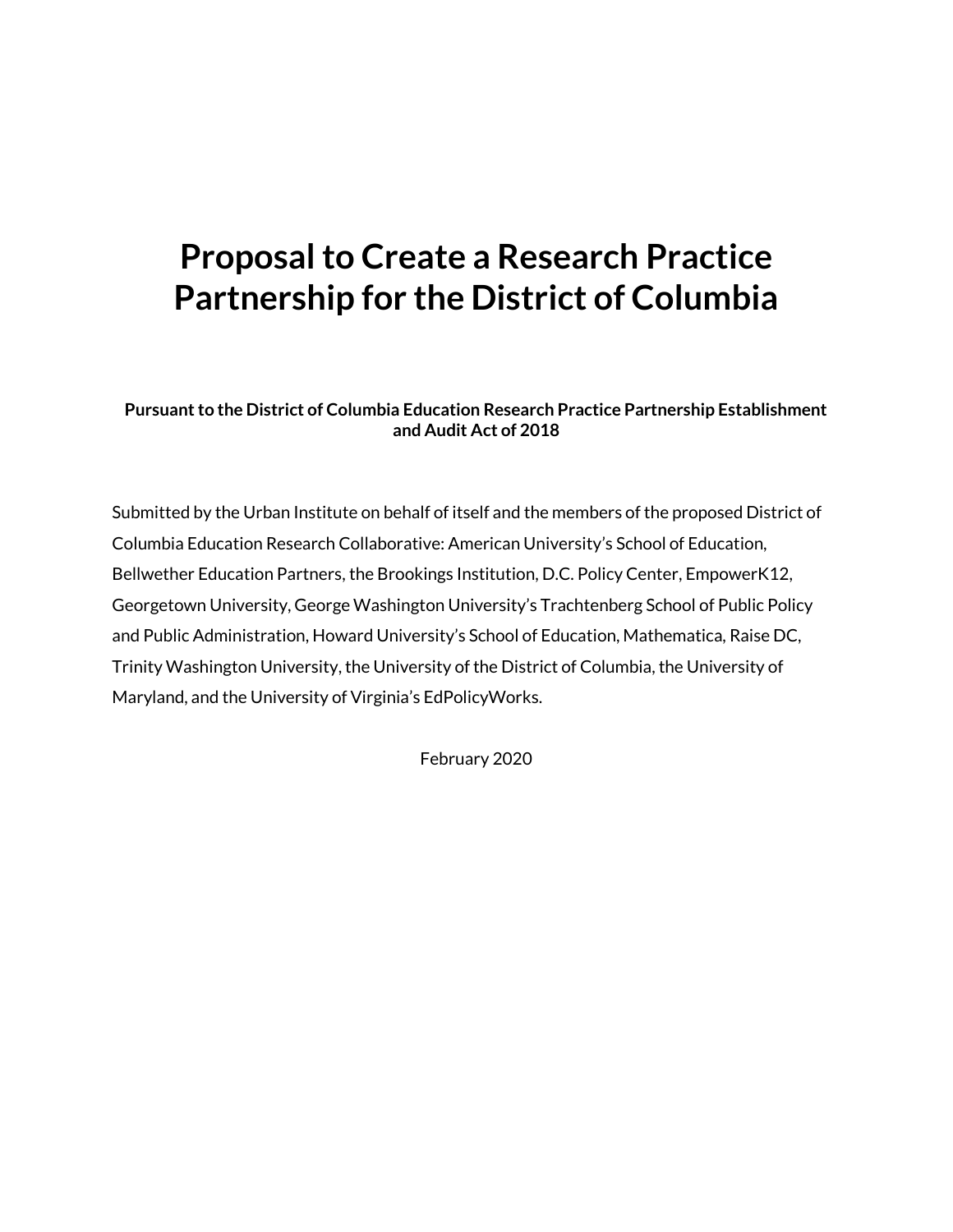# Proposal to Create a Research Practice Partnership for the District of Columbia

**Pursuant to the District of Columbia Education Research Practice Partnership Establishment and Audit Act of 2018**

Submitted by the Urban Institute on behalf of itself and the members of the proposed District of Columbia Education Research Collaborative: American University's School of Education, Bellwether Education Partners, the Brookings Institution, D.C. Policy Center, EmpowerK12, Georgetown University, George Washington University's Trachtenberg School of Public Policy and Public Administration, Howard University's School of Education, Mathematica, Raise DC, Trinity Washington University, the University of the District of Columbia, the University of Maryland, and the University of Virginia's EdPolicyWorks.

February 2020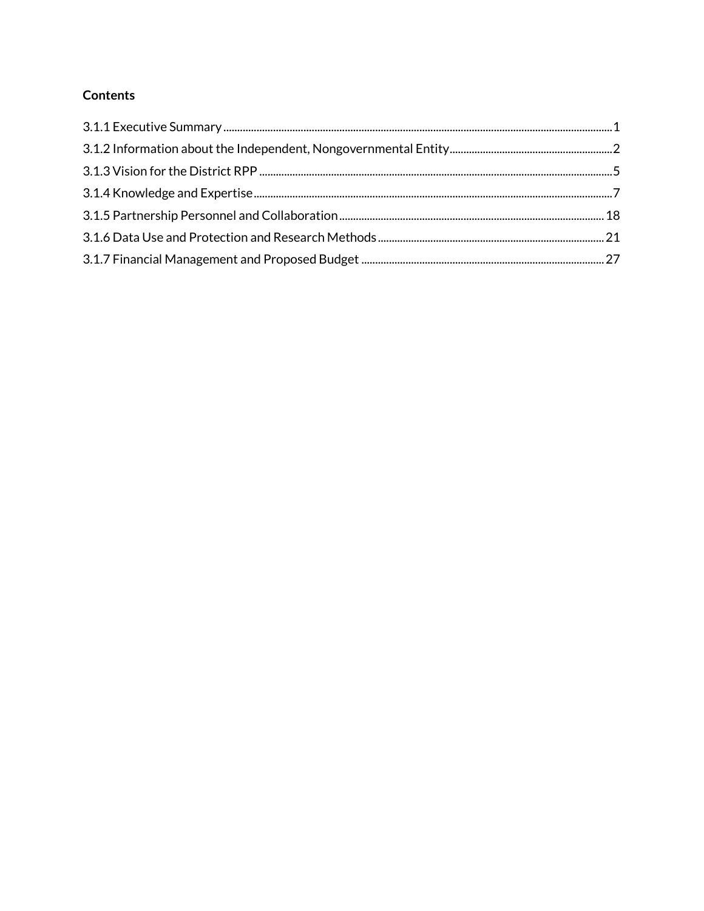**Contents**

3.1.1 Executive Summary ........................................................................................................................................ 1
3.1.2 Information about the Independent, Nongovernmental Entity ....................................................... 2
3.1.3 Vision for the District RPP ............................................................................................................................ 5
3.1.4 Knowledge and Expertise ............................................................................................................................. 7
3.1.5 Partnership Personnel and Collaboration ............................................................................................ 18
3.1.6 Data Use and Protection and Research Methods ............................................................................ 21
3.1.7 Financial Management and Proposed Budget .................................................................................. 27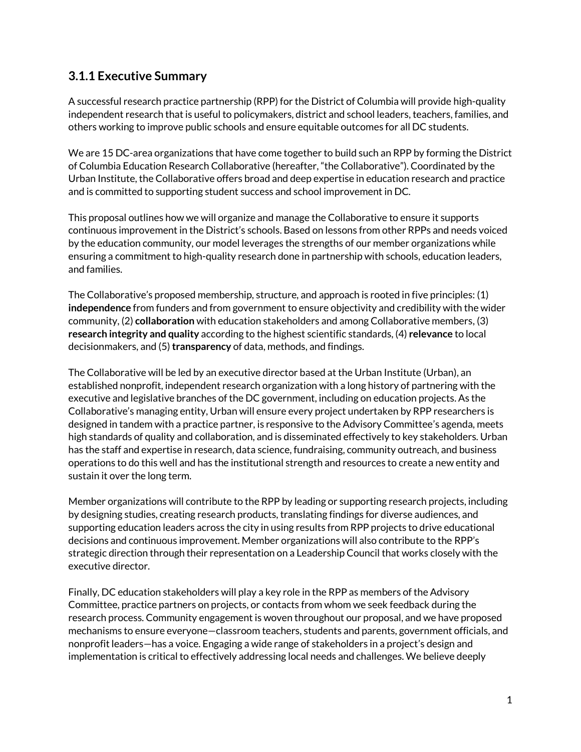### 3.1.1 Executive Summary

A successful research practice partnership (RPP) for the District of Columbia will provide high-quality independent research that is useful to policymakers, district and school leaders, teachers, families, and others working to improve public schools and ensure equitable outcomes for all DC students.

We are 15 DC-area organizations that have come together to build such an RPP by forming the District of Columbia Education Research Collaborative (hereafter, "the Collaborative"). Coordinated by the Urban Institute, the Collaborative offers broad and deep expertise in education research and practice and is committed to supporting student success and school improvement in DC.

This proposal outlines how we will organize and manage the Collaborative to ensure it supports continuous improvement in the District's schools. Based on lessons from other RPPs and needs voiced by the education community, our model leverages the strengths of our member organizations while ensuring a commitment to high-quality research done in partnership with schools, education leaders, and families.

The Collaborative's proposed membership, structure, and approach is rooted in five principles: (1) **independence** from funders and from government to ensure objectivity and credibility with the wider community, (2) **collaboration** with education stakeholders and among Collaborative members, (3) **research integrity and quality** according to the highest scientific standards, (4) **relevance** to local decisionmakers, and (5) **transparency** of data, methods, and findings.

The Collaborative will be led by an executive director based at the Urban Institute (Urban), an established nonprofit, independent research organization with a long history of partnering with the executive and legislative branches of the DC government, including on education projects. As the Collaborative's managing entity, Urban will ensure every project undertaken by RPP researchers is designed in tandem with a practice partner, is responsive to the Advisory Committee's agenda, meets high standards of quality and collaboration, and is disseminated effectively to key stakeholders. Urban has the staff and expertise in research, data science, fundraising, community outreach, and business operations to do this well and has the institutional strength and resources to create a new entity and sustain it over the long term.

Member organizations will contribute to the RPP by leading or supporting research projects, including by designing studies, creating research products, translating findings for diverse audiences, and supporting education leaders across the city in using results from RPP projects to drive educational decisions and continuous improvement. Member organizations will also contribute to the RPP's strategic direction through their representation on a Leadership Council that works closely with the executive director.

Finally, DC education stakeholders will play a key role in the RPP as members of the Advisory Committee, practice partners on projects, or contacts from whom we seek feedback during the research process. Community engagement is woven throughout our proposal, and we have proposed mechanisms to ensure everyone—classroom teachers, students and parents, government officials, and nonprofit leaders—has a voice. Engaging a wide range of stakeholders in a project's design and implementation is critical to effectively addressing local needs and challenges. We believe deeply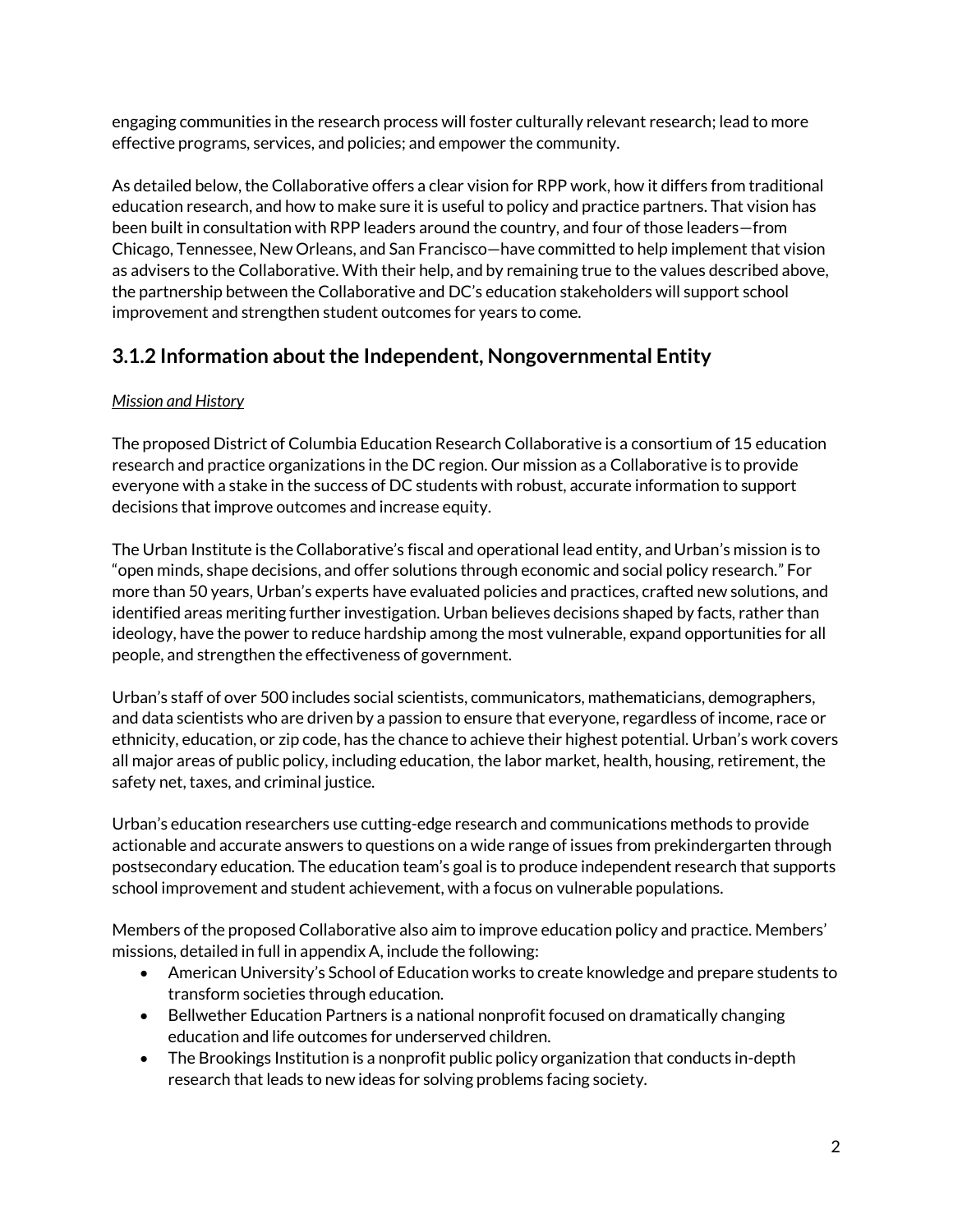engaging communities in the research process will foster culturally relevant research; lead to more effective programs, services, and policies; and empower the community.

As detailed below, the Collaborative offers a clear vision for RPP work, how it differs from traditional education research, and how to make sure it is useful to policy and practice partners. That vision has been built in consultation with RPP leaders around the country, and four of those leaders—from Chicago, Tennessee, New Orleans, and San Francisco—have committed to help implement that vision as advisers to the Collaborative. With their help, and by remaining true to the values described above, the partnership between the Collaborative and DC's education stakeholders will support school improvement and strengthen student outcomes for years to come.

## 3.1.2 Information about the Independent, Nongovernmental Entity

*Mission and History*

The proposed District of Columbia Education Research Collaborative is a consortium of 15 education research and practice organizations in the DC region. Our mission as a Collaborative is to provide everyone with a stake in the success of DC students with robust, accurate information to support decisions that improve outcomes and increase equity.

The Urban Institute is the Collaborative's fiscal and operational lead entity, and Urban's mission is to "open minds, shape decisions, and offer solutions through economic and social policy research." For more than 50 years, Urban's experts have evaluated policies and practices, crafted new solutions, and identified areas meriting further investigation. Urban believes decisions shaped by facts, rather than ideology, have the power to reduce hardship among the most vulnerable, expand opportunities for all people, and strengthen the effectiveness of government.

Urban's staff of over 500 includes social scientists, communicators, mathematicians, demographers, and data scientists who are driven by a passion to ensure that everyone, regardless of income, race or ethnicity, education, or zip code, has the chance to achieve their highest potential. Urban's work covers all major areas of public policy, including education, the labor market, health, housing, retirement, the safety net, taxes, and criminal justice.

Urban's education researchers use cutting-edge research and communications methods to provide actionable and accurate answers to questions on a wide range of issues from prekindergarten through postsecondary education. The education team's goal is to produce independent research that supports school improvement and student achievement, with a focus on vulnerable populations.

Members of the proposed Collaborative also aim to improve education policy and practice. Members' missions, detailed in full in appendix A, include the following:

- American University's School of Education works to create knowledge and prepare students to transform societies through education.
- Bellwether Education Partners is a national nonprofit focused on dramatically changing education and life outcomes for underserved children.
- The Brookings Institution is a nonprofit public policy organization that conducts in-depth research that leads to new ideas for solving problems facing society.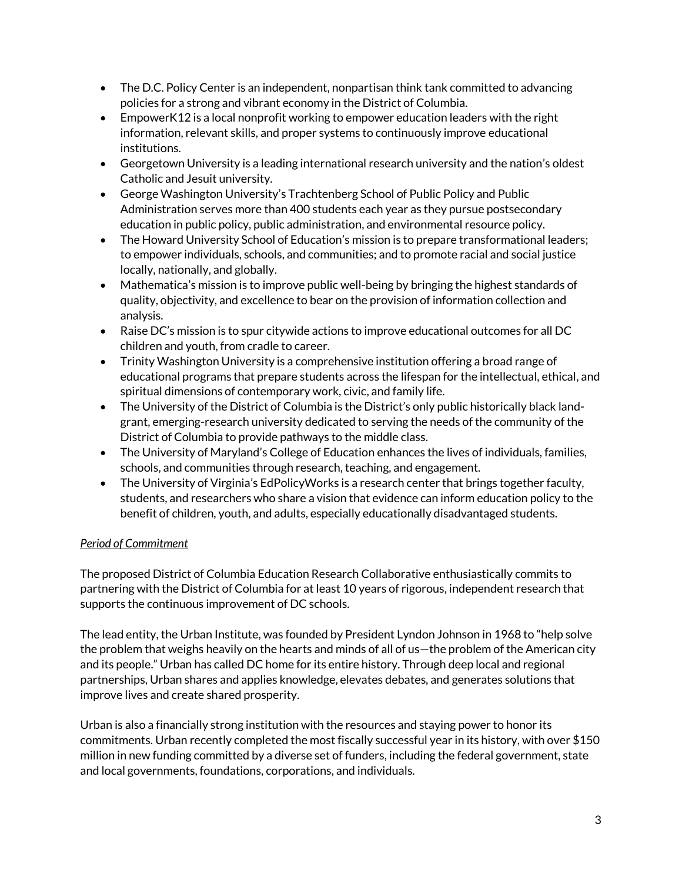- The D.C. Policy Center is an independent, nonpartisan think tank committed to advancing policies for a strong and vibrant economy in the District of Columbia.
- EmpowerK12 is a local nonprofit working to empower education leaders with the right information, relevant skills, and proper systems to continuously improve educational institutions.
- Georgetown University is a leading international research university and the nation's oldest Catholic and Jesuit university.
- George Washington University's Trachtenberg School of Public Policy and Public Administration serves more than 400 students each year as they pursue postsecondary education in public policy, public administration, and environmental resource policy.
- The Howard University School of Education's mission is to prepare transformational leaders; to empower individuals, schools, and communities; and to promote racial and social justice locally, nationally, and globally.
- Mathematica's mission is to improve public well-being by bringing the highest standards of quality, objectivity, and excellence to bear on the provision of information collection and analysis.
- Raise DC's mission is to spur citywide actions to improve educational outcomes for all DC children and youth, from cradle to career.
- Trinity Washington University is a comprehensive institution offering a broad range of educational programs that prepare students across the lifespan for the intellectual, ethical, and spiritual dimensions of contemporary work, civic, and family life.
- The University of the District of Columbia is the District's only public historically black land-grant, emerging-research university dedicated to serving the needs of the community of the District of Columbia to provide pathways to the middle class.
- The University of Maryland's College of Education enhances the lives of individuals, families, schools, and communities through research, teaching, and engagement.
- The University of Virginia's EdPolicyWorks is a research center that brings together faculty, students, and researchers who share a vision that evidence can inform education policy to the benefit of children, youth, and adults, especially educationally disadvantaged students.

*Period of Commitment*

The proposed District of Columbia Education Research Collaborative enthusiastically commits to partnering with the District of Columbia for at least 10 years of rigorous, independent research that supports the continuous improvement of DC schools.

The lead entity, the Urban Institute, was founded by President Lyndon Johnson in 1968 to "help solve the problem that weighs heavily on the hearts and minds of all of us—the problem of the American city and its people." Urban has called DC home for its entire history. Through deep local and regional partnerships, Urban shares and applies knowledge, elevates debates, and generates solutions that improve lives and create shared prosperity.

Urban is also a financially strong institution with the resources and staying power to honor its commitments. Urban recently completed the most fiscally successful year in its history, with over $150 million in new funding committed by a diverse set of funders, including the federal government, state and local governments, foundations, corporations, and individuals.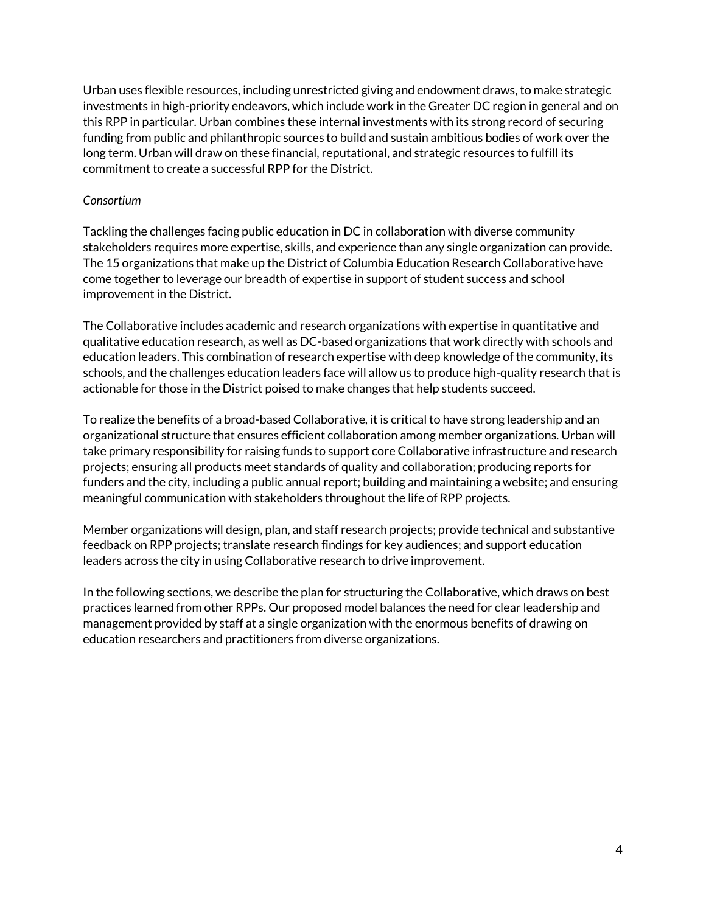Urban uses flexible resources, including unrestricted giving and endowment draws, to make strategic investments in high-priority endeavors, which include work in the Greater DC region in general and on this RPP in particular. Urban combines these internal investments with its strong record of securing funding from public and philanthropic sources to build and sustain ambitious bodies of work over the long term. Urban will draw on these financial, reputational, and strategic resources to fulfill its commitment to create a successful RPP for the District.

*Consortium*

Tackling the challenges facing public education in DC in collaboration with diverse community stakeholders requires more expertise, skills, and experience than any single organization can provide. The 15 organizations that make up the District of Columbia Education Research Collaborative have come together to leverage our breadth of expertise in support of student success and school improvement in the District.

The Collaborative includes academic and research organizations with expertise in quantitative and qualitative education research, as well as DC-based organizations that work directly with schools and education leaders. This combination of research expertise with deep knowledge of the community, its schools, and the challenges education leaders face will allow us to produce high-quality research that is actionable for those in the District poised to make changes that help students succeed.

To realize the benefits of a broad-based Collaborative, it is critical to have strong leadership and an organizational structure that ensures efficient collaboration among member organizations. Urban will take primary responsibility for raising funds to support core Collaborative infrastructure and research projects; ensuring all products meet standards of quality and collaboration; producing reports for funders and the city, including a public annual report; building and maintaining a website; and ensuring meaningful communication with stakeholders throughout the life of RPP projects.

Member organizations will design, plan, and staff research projects; provide technical and substantive feedback on RPP projects; translate research findings for key audiences; and support education leaders across the city in using Collaborative research to drive improvement.

In the following sections, we describe the plan for structuring the Collaborative, which draws on best practices learned from other RPPs. Our proposed model balances the need for clear leadership and management provided by staff at a single organization with the enormous benefits of drawing on education researchers and practitioners from diverse organizations.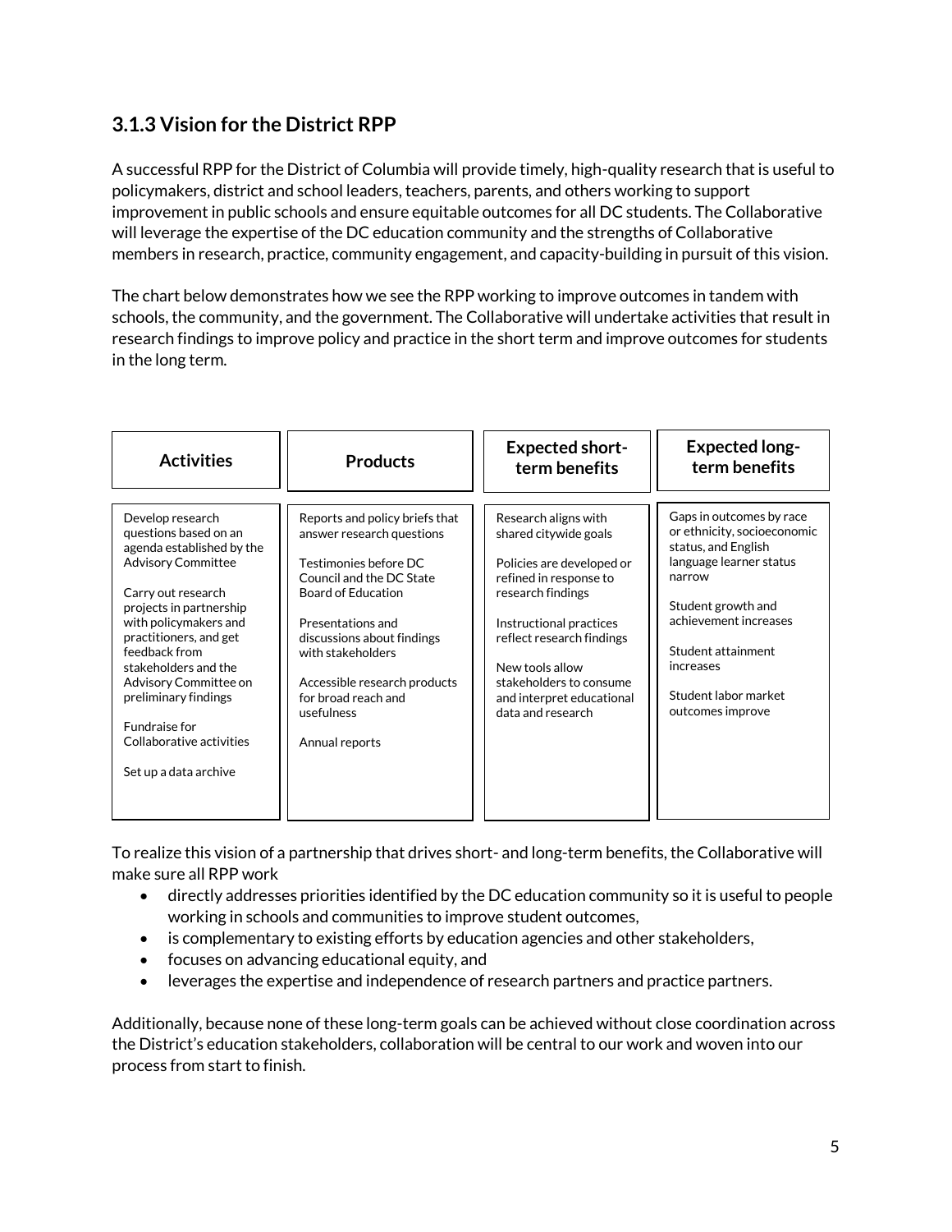### 3.1.3 Vision for the District RPP

A successful RPP for the District of Columbia will provide timely, high-quality research that is useful to policymakers, district and school leaders, teachers, parents, and others working to support improvement in public schools and ensure equitable outcomes for all DC students. The Collaborative will leverage the expertise of the DC education community and the strengths of Collaborative members in research, practice, community engagement, and capacity-building in pursuit of this vision.

The chart below demonstrates how we see the RPP working to improve outcomes in tandem with schools, the community, and the government. The Collaborative will undertake activities that result in research findings to improve policy and practice in the short term and improve outcomes for students in the long term.

| Activities | Products | Expected short-term benefits | Expected long-term benefits |
|---|---|---|---|
| Develop research questions based on an agenda established by the Advisory Committee<br><br>Carry out research projects in partnership with policymakers and practitioners, and get feedback from stakeholders and the Advisory Committee on preliminary findings<br><br>Fundraise for Collaborative activities<br><br>Set up a data archive | Reports and policy briefs that answer research questions<br><br>Testimonies before DC Council and the DC State Board of Education<br><br>Presentations and discussions about findings with stakeholders<br><br>Accessible research products for broad reach and usefulness<br><br>Annual reports | Research aligns with shared citywide goals<br><br>Policies are developed or refined in response to research findings<br><br>Instructional practices reflect research findings<br><br>New tools allow stakeholders to consume and interpret educational data and research | Gaps in outcomes by race or ethnicity, socioeconomic status, and English language learner status narrow<br><br>Student growth and achievement increases<br><br>Student attainment increases<br><br>Student labor market outcomes improve |

To realize this vision of a partnership that drives short- and long-term benefits, the Collaborative will make sure all RPP work

- directly addresses priorities identified by the DC education community so it is useful to people working in schools and communities to improve student outcomes,
- is complementary to existing efforts by education agencies and other stakeholders,
- focuses on advancing educational equity, and
- leverages the expertise and independence of research partners and practice partners.

Additionally, because none of these long-term goals can be achieved without close coordination across the District's education stakeholders, collaboration will be central to our work and woven into our process from start to finish.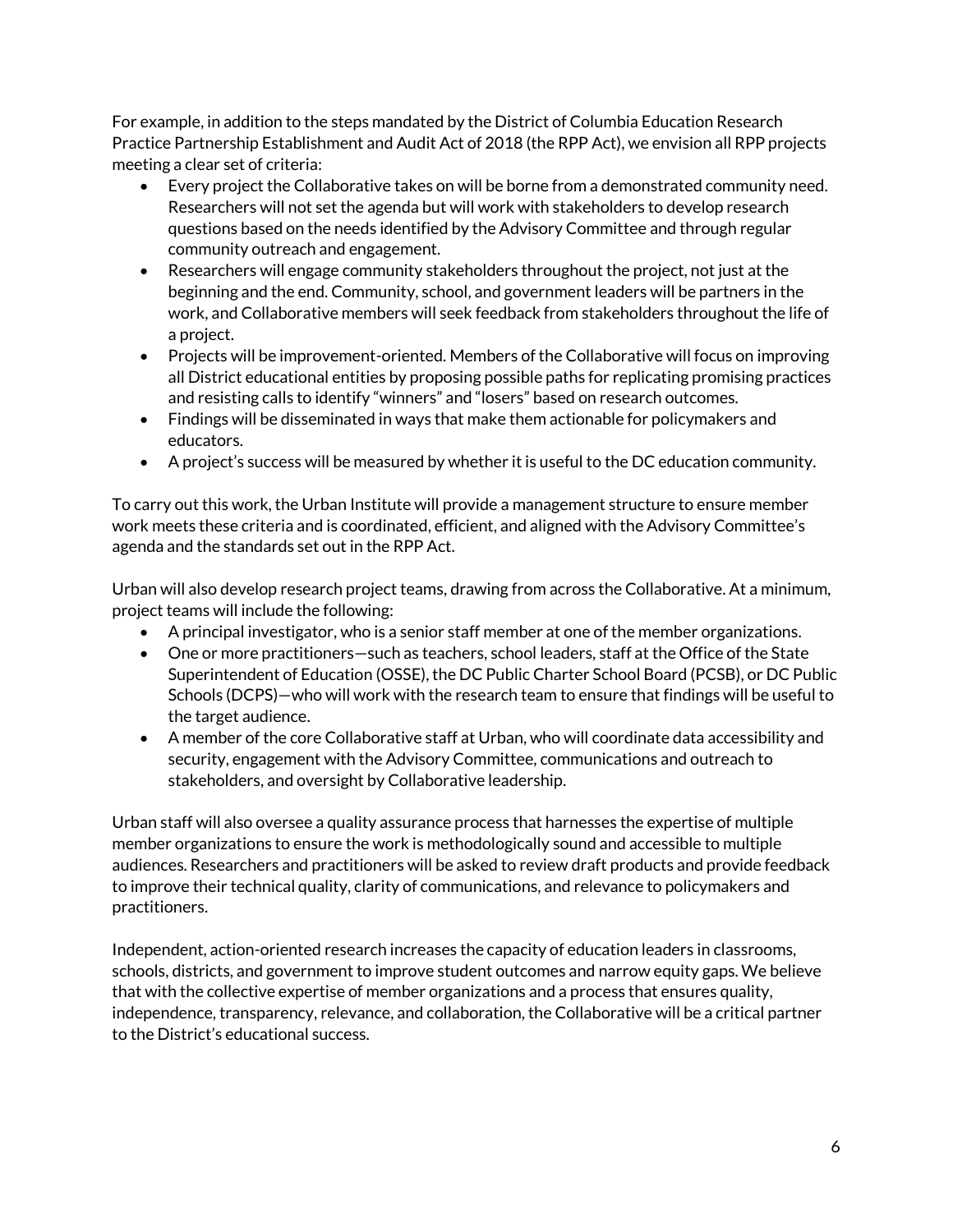For example, in addition to the steps mandated by the District of Columbia Education Research Practice Partnership Establishment and Audit Act of 2018 (the RPP Act), we envision all RPP projects meeting a clear set of criteria:

- Every project the Collaborative takes on will be borne from a demonstrated community need. Researchers will not set the agenda but will work with stakeholders to develop research questions based on the needs identified by the Advisory Committee and through regular community outreach and engagement.
- Researchers will engage community stakeholders throughout the project, not just at the beginning and the end. Community, school, and government leaders will be partners in the work, and Collaborative members will seek feedback from stakeholders throughout the life of a project.
- Projects will be improvement-oriented. Members of the Collaborative will focus on improving all District educational entities by proposing possible paths for replicating promising practices and resisting calls to identify "winners" and "losers" based on research outcomes.
- Findings will be disseminated in ways that make them actionable for policymakers and educators.
- A project's success will be measured by whether it is useful to the DC education community.

To carry out this work, the Urban Institute will provide a management structure to ensure member work meets these criteria and is coordinated, efficient, and aligned with the Advisory Committee's agenda and the standards set out in the RPP Act.

Urban will also develop research project teams, drawing from across the Collaborative. At a minimum, project teams will include the following:

- A principal investigator, who is a senior staff member at one of the member organizations.
- One or more practitioners—such as teachers, school leaders, staff at the Office of the State Superintendent of Education (OSSE), the DC Public Charter School Board (PCSB), or DC Public Schools (DCPS)—who will work with the research team to ensure that findings will be useful to the target audience.
- A member of the core Collaborative staff at Urban, who will coordinate data accessibility and security, engagement with the Advisory Committee, communications and outreach to stakeholders, and oversight by Collaborative leadership.

Urban staff will also oversee a quality assurance process that harnesses the expertise of multiple member organizations to ensure the work is methodologically sound and accessible to multiple audiences. Researchers and practitioners will be asked to review draft products and provide feedback to improve their technical quality, clarity of communications, and relevance to policymakers and practitioners.

Independent, action-oriented research increases the capacity of education leaders in classrooms, schools, districts, and government to improve student outcomes and narrow equity gaps. We believe that with the collective expertise of member organizations and a process that ensures quality, independence, transparency, relevance, and collaboration, the Collaborative will be a critical partner to the District's educational success.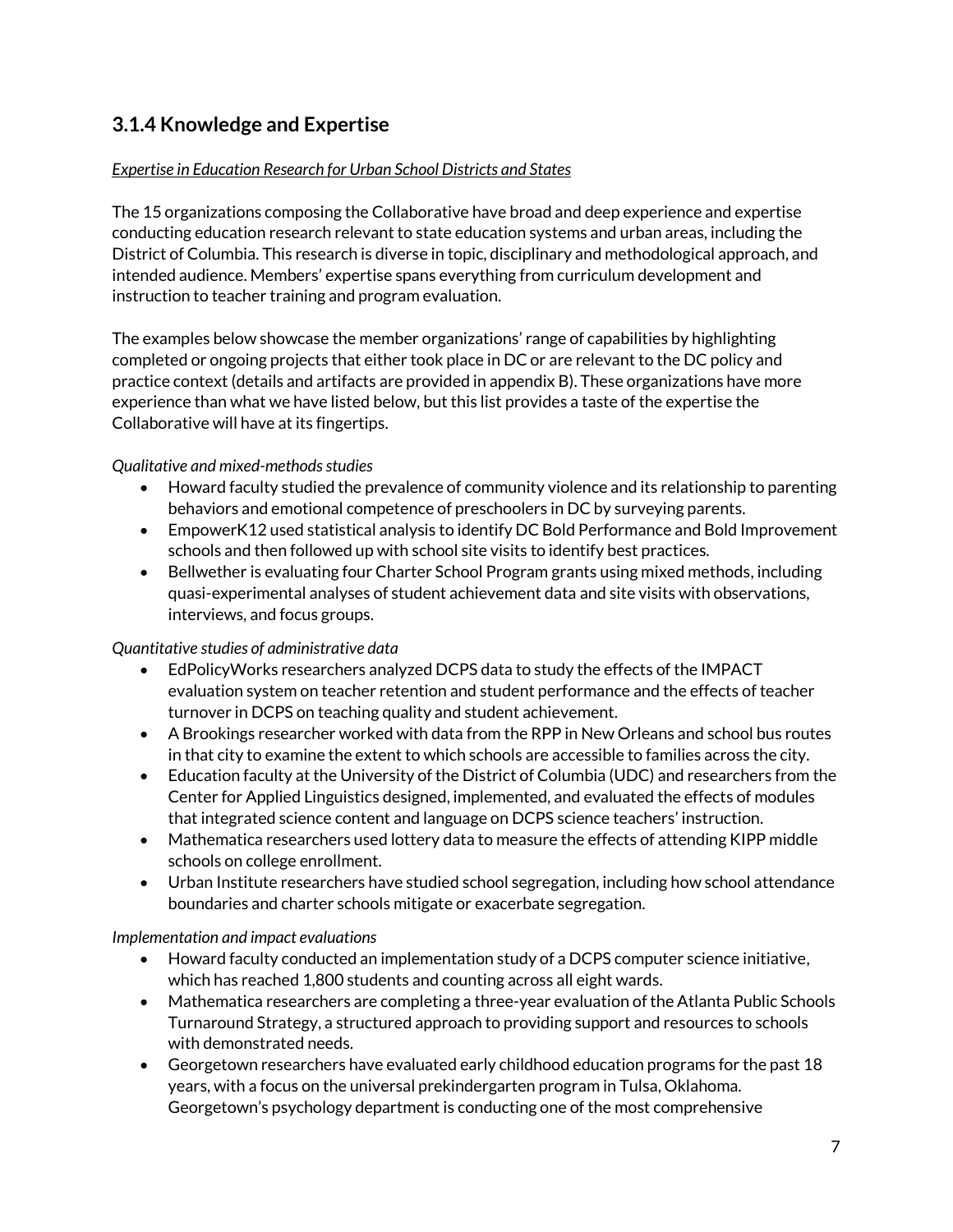## 3.1.4 Knowledge and Expertise

*<u>Expertise in Education Research for Urban School Districts and States</u>*

The 15 organizations composing the Collaborative have broad and deep experience and expertise conducting education research relevant to state education systems and urban areas, including the District of Columbia. This research is diverse in topic, disciplinary and methodological approach, and intended audience. Members' expertise spans everything from curriculum development and instruction to teacher training and program evaluation.

The examples below showcase the member organizations' range of capabilities by highlighting completed or ongoing projects that either took place in DC or are relevant to the DC policy and practice context (details and artifacts are provided in appendix B). These organizations have more experience than what we have listed below, but this list provides a taste of the expertise the Collaborative will have at its fingertips.

*Qualitative and mixed-methods studies*

- Howard faculty studied the prevalence of community violence and its relationship to parenting behaviors and emotional competence of preschoolers in DC by surveying parents.
- EmpowerK12 used statistical analysis to identify DC Bold Performance and Bold Improvement schools and then followed up with school site visits to identify best practices.
- Bellwether is evaluating four Charter School Program grants using mixed methods, including quasi-experimental analyses of student achievement data and site visits with observations, interviews, and focus groups.

*Quantitative studies of administrative data*

- EdPolicyWorks researchers analyzed DCPS data to study the effects of the IMPACT evaluation system on teacher retention and student performance and the effects of teacher turnover in DCPS on teaching quality and student achievement.
- A Brookings researcher worked with data from the RPP in New Orleans and school bus routes in that city to examine the extent to which schools are accessible to families across the city.
- Education faculty at the University of the District of Columbia (UDC) and researchers from the Center for Applied Linguistics designed, implemented, and evaluated the effects of modules that integrated science content and language on DCPS science teachers' instruction.
- Mathematica researchers used lottery data to measure the effects of attending KIPP middle schools on college enrollment.
- Urban Institute researchers have studied school segregation, including how school attendance boundaries and charter schools mitigate or exacerbate segregation.

*Implementation and impact evaluations*

- Howard faculty conducted an implementation study of a DCPS computer science initiative, which has reached 1,800 students and counting across all eight wards.
- Mathematica researchers are completing a three-year evaluation of the Atlanta Public Schools Turnaround Strategy, a structured approach to providing support and resources to schools with demonstrated needs.
- Georgetown researchers have evaluated early childhood education programs for the past 18 years, with a focus on the universal prekindergarten program in Tulsa, Oklahoma. Georgetown's psychology department is conducting one of the most comprehensive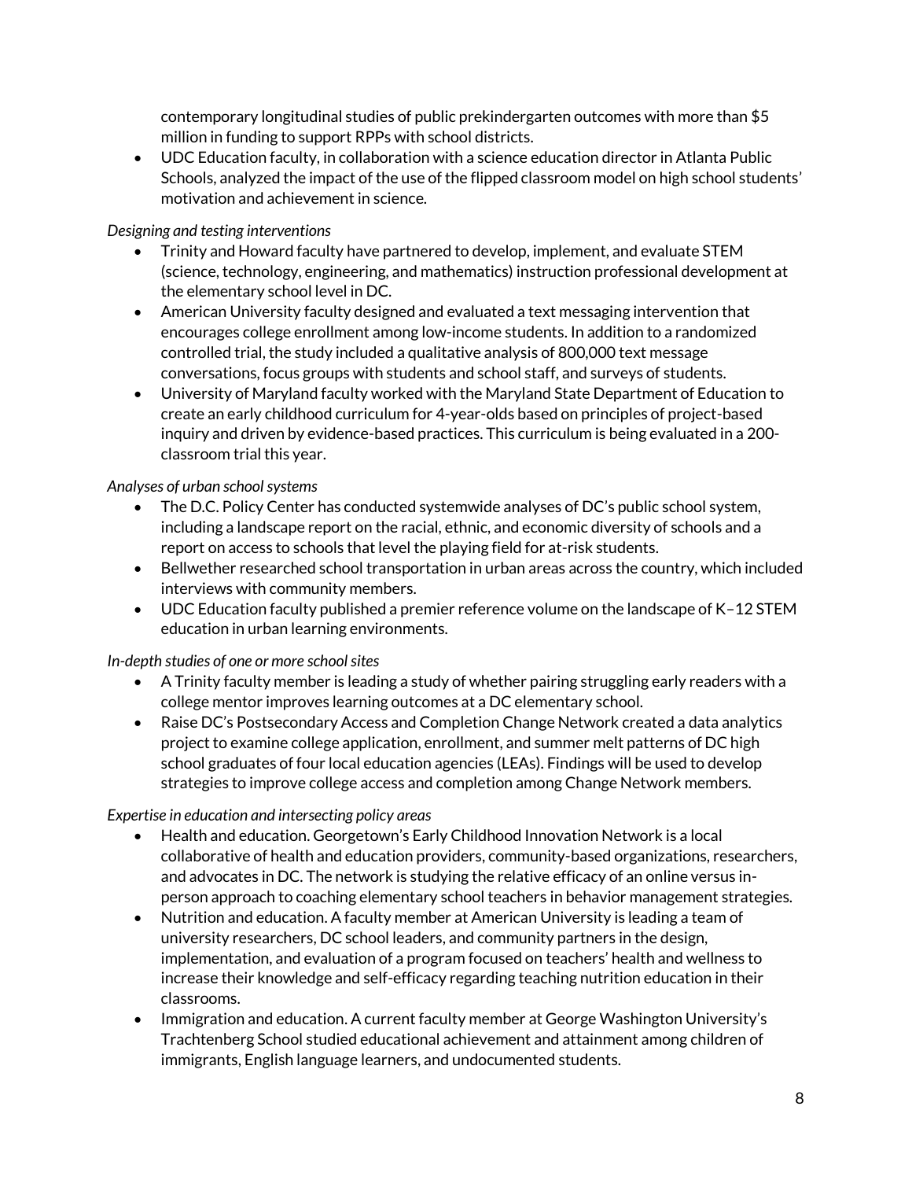- contemporary longitudinal studies of public prekindergarten outcomes with more than $5 million in funding to support RPPs with school districts.
- UDC Education faculty, in collaboration with a science education director in Atlanta Public Schools, analyzed the impact of the use of the flipped classroom model on high school students' motivation and achievement in science.

*Designing and testing interventions*

- Trinity and Howard faculty have partnered to develop, implement, and evaluate STEM (science, technology, engineering, and mathematics) instruction professional development at the elementary school level in DC.
- American University faculty designed and evaluated a text messaging intervention that encourages college enrollment among low-income students. In addition to a randomized controlled trial, the study included a qualitative analysis of 800,000 text message conversations, focus groups with students and school staff, and surveys of students.
- University of Maryland faculty worked with the Maryland State Department of Education to create an early childhood curriculum for 4-year-olds based on principles of project-based inquiry and driven by evidence-based practices. This curriculum is being evaluated in a 200-classroom trial this year.

*Analyses of urban school systems*

- The D.C. Policy Center has conducted systemwide analyses of DC's public school system, including a landscape report on the racial, ethnic, and economic diversity of schools and a report on access to schools that level the playing field for at-risk students.
- Bellwether researched school transportation in urban areas across the country, which included interviews with community members.
- UDC Education faculty published a premier reference volume on the landscape of K–12 STEM education in urban learning environments.

*In-depth studies of one or more school sites*

- A Trinity faculty member is leading a study of whether pairing struggling early readers with a college mentor improves learning outcomes at a DC elementary school.
- Raise DC's Postsecondary Access and Completion Change Network created a data analytics project to examine college application, enrollment, and summer melt patterns of DC high school graduates of four local education agencies (LEAs). Findings will be used to develop strategies to improve college access and completion among Change Network members.

*Expertise in education and intersecting policy areas*

- Health and education. Georgetown's Early Childhood Innovation Network is a local collaborative of health and education providers, community-based organizations, researchers, and advocates in DC. The network is studying the relative efficacy of an online versus in-person approach to coaching elementary school teachers in behavior management strategies.
- Nutrition and education. A faculty member at American University is leading a team of university researchers, DC school leaders, and community partners in the design, implementation, and evaluation of a program focused on teachers' health and wellness to increase their knowledge and self-efficacy regarding teaching nutrition education in their classrooms.
- Immigration and education. A current faculty member at George Washington University's Trachtenberg School studied educational achievement and attainment among children of immigrants, English language learners, and undocumented students.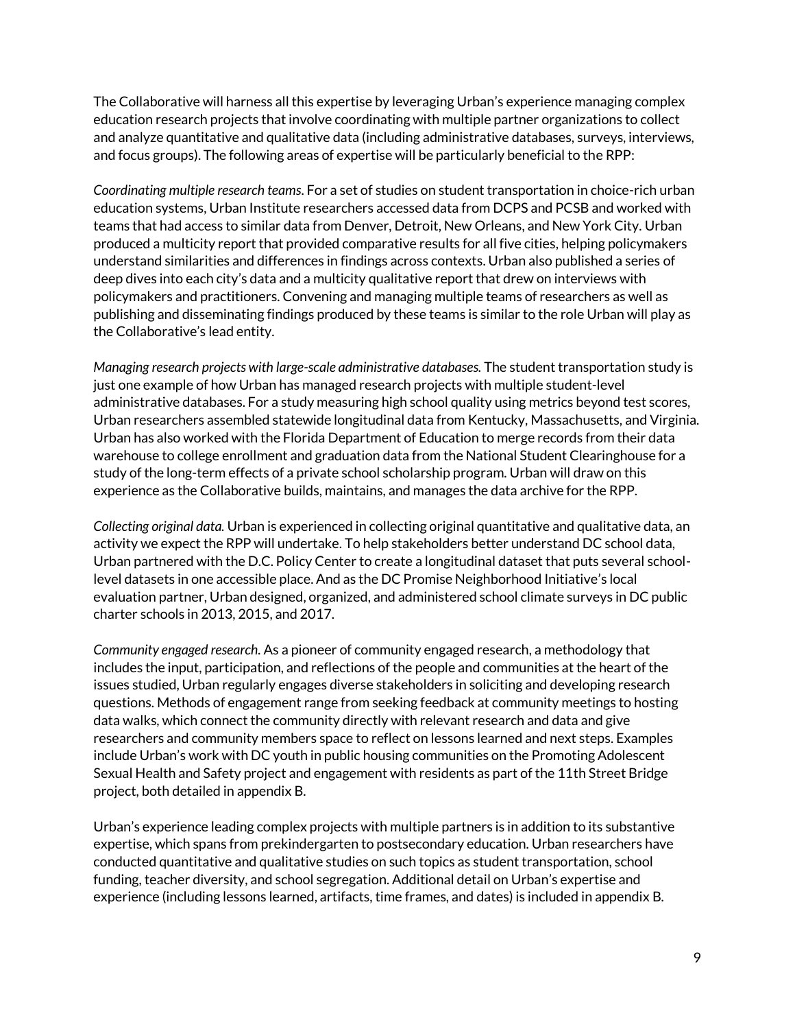The Collaborative will harness all this expertise by leveraging Urban's experience managing complex education research projects that involve coordinating with multiple partner organizations to collect and analyze quantitative and qualitative data (including administrative databases, surveys, interviews, and focus groups). The following areas of expertise will be particularly beneficial to the RPP:

*Coordinating multiple research teams*. For a set of studies on student transportation in choice-rich urban education systems, Urban Institute researchers accessed data from DCPS and PCSB and worked with teams that had access to similar data from Denver, Detroit, New Orleans, and New York City. Urban produced a multicity report that provided comparative results for all five cities, helping policymakers understand similarities and differences in findings across contexts. Urban also published a series of deep dives into each city's data and a multicity qualitative report that drew on interviews with policymakers and practitioners. Convening and managing multiple teams of researchers as well as publishing and disseminating findings produced by these teams is similar to the role Urban will play as the Collaborative's lead entity.

*Managing research projects with large-scale administrative databases.* The student transportation study is just one example of how Urban has managed research projects with multiple student-level administrative databases. For a study measuring high school quality using metrics beyond test scores, Urban researchers assembled statewide longitudinal data from Kentucky, Massachusetts, and Virginia. Urban has also worked with the Florida Department of Education to merge records from their data warehouse to college enrollment and graduation data from the National Student Clearinghouse for a study of the long-term effects of a private school scholarship program. Urban will draw on this experience as the Collaborative builds, maintains, and manages the data archive for the RPP.

*Collecting original data.* Urban is experienced in collecting original quantitative and qualitative data, an activity we expect the RPP will undertake. To help stakeholders better understand DC school data, Urban partnered with the D.C. Policy Center to create a longitudinal dataset that puts several school-level datasets in one accessible place. And as the DC Promise Neighborhood Initiative's local evaluation partner, Urban designed, organized, and administered school climate surveys in DC public charter schools in 2013, 2015, and 2017.

*Community engaged research.* As a pioneer of community engaged research, a methodology that includes the input, participation, and reflections of the people and communities at the heart of the issues studied, Urban regularly engages diverse stakeholders in soliciting and developing research questions. Methods of engagement range from seeking feedback at community meetings to hosting data walks, which connect the community directly with relevant research and data and give researchers and community members space to reflect on lessons learned and next steps. Examples include Urban's work with DC youth in public housing communities on the Promoting Adolescent Sexual Health and Safety project and engagement with residents as part of the 11th Street Bridge project, both detailed in appendix B.

Urban's experience leading complex projects with multiple partners is in addition to its substantive expertise, which spans from prekindergarten to postsecondary education. Urban researchers have conducted quantitative and qualitative studies on such topics as student transportation, school funding, teacher diversity, and school segregation. Additional detail on Urban's expertise and experience (including lessons learned, artifacts, time frames, and dates) is included in appendix B.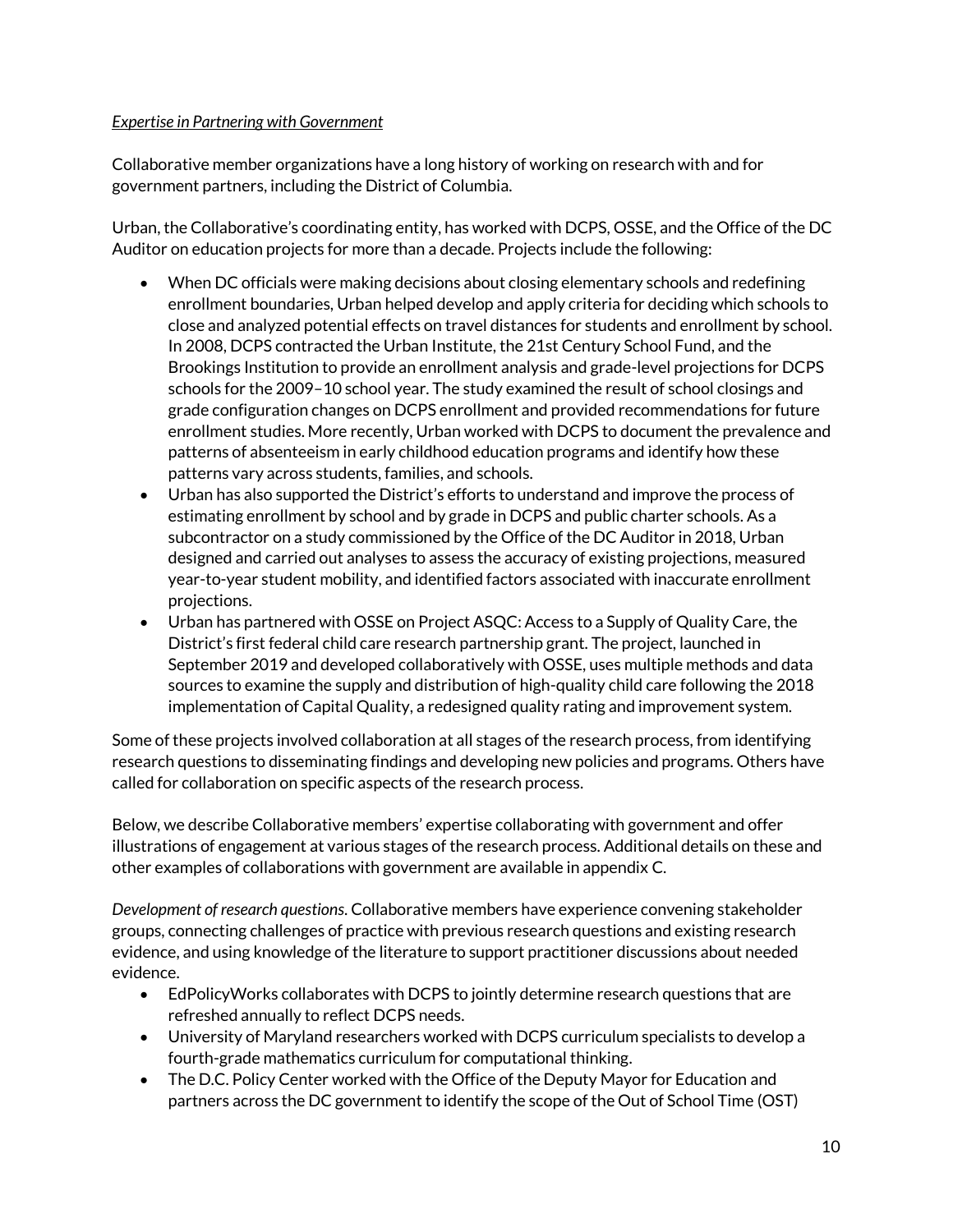*Expertise in Partnering with Government*

Collaborative member organizations have a long history of working on research with and for government partners, including the District of Columbia.

Urban, the Collaborative's coordinating entity, has worked with DCPS, OSSE, and the Office of the DC Auditor on education projects for more than a decade. Projects include the following:

- When DC officials were making decisions about closing elementary schools and redefining enrollment boundaries, Urban helped develop and apply criteria for deciding which schools to close and analyzed potential effects on travel distances for students and enrollment by school. In 2008, DCPS contracted the Urban Institute, the 21st Century School Fund, and the Brookings Institution to provide an enrollment analysis and grade-level projections for DCPS schools for the 2009–10 school year. The study examined the result of school closings and grade configuration changes on DCPS enrollment and provided recommendations for future enrollment studies. More recently, Urban worked with DCPS to document the prevalence and patterns of absenteeism in early childhood education programs and identify how these patterns vary across students, families, and schools.
- Urban has also supported the District's efforts to understand and improve the process of estimating enrollment by school and by grade in DCPS and public charter schools. As a subcontractor on a study commissioned by the Office of the DC Auditor in 2018, Urban designed and carried out analyses to assess the accuracy of existing projections, measured year-to-year student mobility, and identified factors associated with inaccurate enrollment projections.
- Urban has partnered with OSSE on Project ASQC: Access to a Supply of Quality Care, the District's first federal child care research partnership grant. The project, launched in September 2019 and developed collaboratively with OSSE, uses multiple methods and data sources to examine the supply and distribution of high-quality child care following the 2018 implementation of Capital Quality, a redesigned quality rating and improvement system.

Some of these projects involved collaboration at all stages of the research process, from identifying research questions to disseminating findings and developing new policies and programs. Others have called for collaboration on specific aspects of the research process.

Below, we describe Collaborative members' expertise collaborating with government and offer illustrations of engagement at various stages of the research process. Additional details on these and other examples of collaborations with government are available in appendix C.

*Development of research questions*. Collaborative members have experience convening stakeholder groups, connecting challenges of practice with previous research questions and existing research evidence, and using knowledge of the literature to support practitioner discussions about needed evidence.

- EdPolicyWorks collaborates with DCPS to jointly determine research questions that are refreshed annually to reflect DCPS needs.
- University of Maryland researchers worked with DCPS curriculum specialists to develop a fourth-grade mathematics curriculum for computational thinking.
- The D.C. Policy Center worked with the Office of the Deputy Mayor for Education and partners across the DC government to identify the scope of the Out of School Time (OST)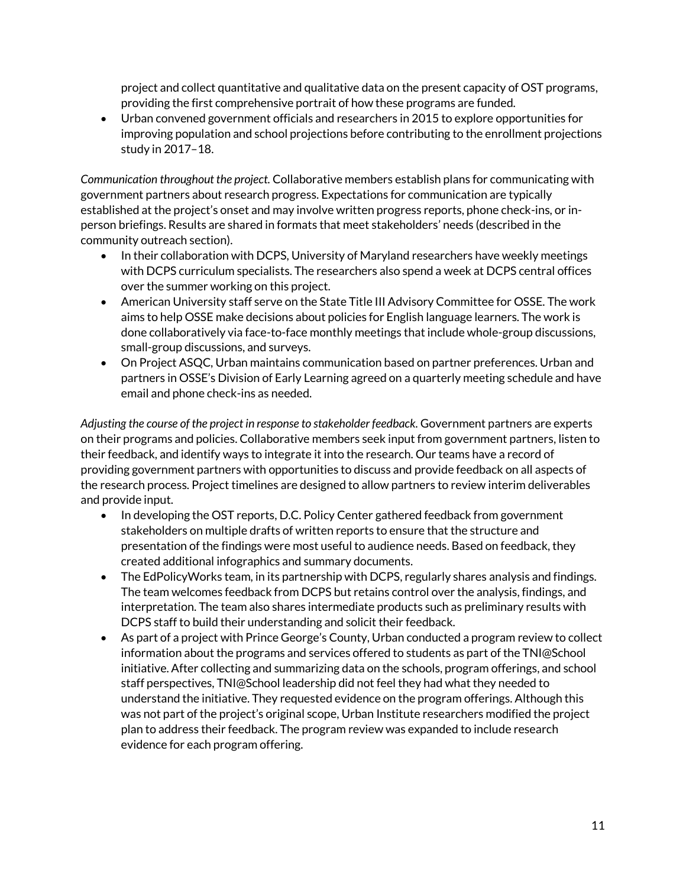project and collect quantitative and qualitative data on the present capacity of OST programs, providing the first comprehensive portrait of how these programs are funded.
- Urban convened government officials and researchers in 2015 to explore opportunities for improving population and school projections before contributing to the enrollment projections study in 2017–18.

*Communication throughout the project.* Collaborative members establish plans for communicating with government partners about research progress. Expectations for communication are typically established at the project's onset and may involve written progress reports, phone check-ins, or in-person briefings. Results are shared in formats that meet stakeholders' needs (described in the community outreach section).

- In their collaboration with DCPS, University of Maryland researchers have weekly meetings with DCPS curriculum specialists. The researchers also spend a week at DCPS central offices over the summer working on this project.
- American University staff serve on the State Title III Advisory Committee for OSSE. The work aims to help OSSE make decisions about policies for English language learners. The work is done collaboratively via face-to-face monthly meetings that include whole-group discussions, small-group discussions, and surveys.
- On Project ASQC, Urban maintains communication based on partner preferences. Urban and partners in OSSE's Division of Early Learning agreed on a quarterly meeting schedule and have email and phone check-ins as needed.

*Adjusting the course of the project in response to stakeholder feedback.* Government partners are experts on their programs and policies. Collaborative members seek input from government partners, listen to their feedback, and identify ways to integrate it into the research. Our teams have a record of providing government partners with opportunities to discuss and provide feedback on all aspects of the research process. Project timelines are designed to allow partners to review interim deliverables and provide input.

- In developing the OST reports, D.C. Policy Center gathered feedback from government stakeholders on multiple drafts of written reports to ensure that the structure and presentation of the findings were most useful to audience needs. Based on feedback, they created additional infographics and summary documents.
- The EdPolicyWorks team, in its partnership with DCPS, regularly shares analysis and findings. The team welcomes feedback from DCPS but retains control over the analysis, findings, and interpretation. The team also shares intermediate products such as preliminary results with DCPS staff to build their understanding and solicit their feedback.
- As part of a project with Prince George's County, Urban conducted a program review to collect information about the programs and services offered to students as part of the TNI@School initiative. After collecting and summarizing data on the schools, program offerings, and school staff perspectives, TNI@School leadership did not feel they had what they needed to understand the initiative. They requested evidence on the program offerings. Although this was not part of the project's original scope, Urban Institute researchers modified the project plan to address their feedback. The program review was expanded to include research evidence for each program offering.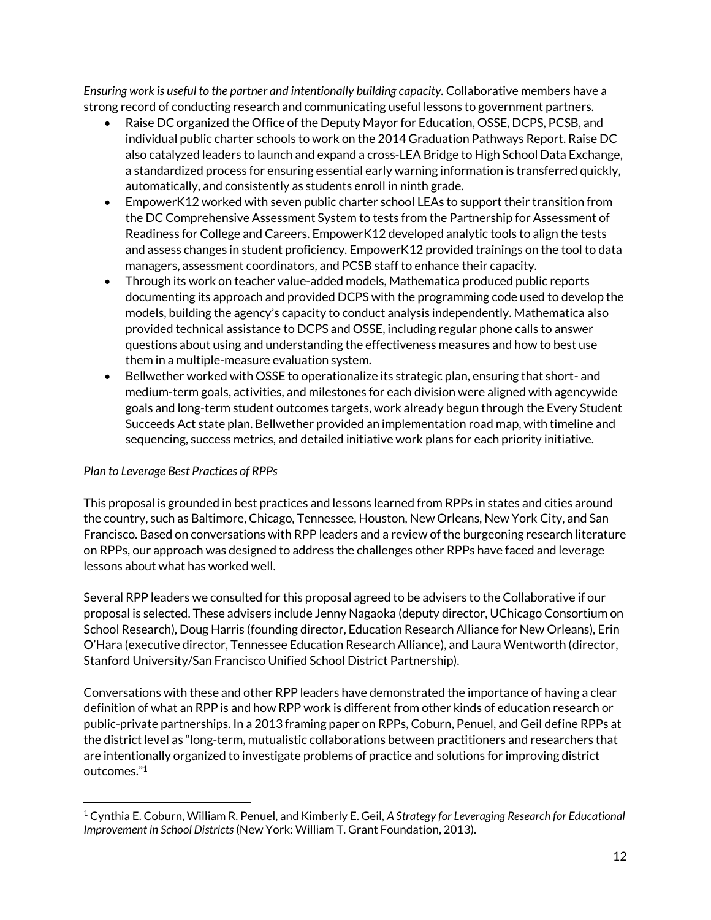*Ensuring work is useful to the partner and intentionally building capacity.* Collaborative members have a strong record of conducting research and communicating useful lessons to government partners.

- Raise DC organized the Office of the Deputy Mayor for Education, OSSE, DCPS, PCSB, and individual public charter schools to work on the 2014 Graduation Pathways Report. Raise DC also catalyzed leaders to launch and expand a cross-LEA Bridge to High School Data Exchange, a standardized process for ensuring essential early warning information is transferred quickly, automatically, and consistently as students enroll in ninth grade.
- EmpowerK12 worked with seven public charter school LEAs to support their transition from the DC Comprehensive Assessment System to tests from the Partnership for Assessment of Readiness for College and Careers. EmpowerK12 developed analytic tools to align the tests and assess changes in student proficiency. EmpowerK12 provided trainings on the tool to data managers, assessment coordinators, and PCSB staff to enhance their capacity.
- Through its work on teacher value-added models, Mathematica produced public reports documenting its approach and provided DCPS with the programming code used to develop the models, building the agency's capacity to conduct analysis independently. Mathematica also provided technical assistance to DCPS and OSSE, including regular phone calls to answer questions about using and understanding the effectiveness measures and how to best use them in a multiple-measure evaluation system.
- Bellwether worked with OSSE to operationalize its strategic plan, ensuring that short- and medium-term goals, activities, and milestones for each division were aligned with agencywide goals and long-term student outcomes targets, work already begun through the Every Student Succeeds Act state plan. Bellwether provided an implementation road map, with timeline and sequencing, success metrics, and detailed initiative work plans for each priority initiative.

*Plan to Leverage Best Practices of RPPs*

This proposal is grounded in best practices and lessons learned from RPPs in states and cities around the country, such as Baltimore, Chicago, Tennessee, Houston, New Orleans, New York City, and San Francisco. Based on conversations with RPP leaders and a review of the burgeoning research literature on RPPs, our approach was designed to address the challenges other RPPs have faced and leverage lessons about what has worked well.

Several RPP leaders we consulted for this proposal agreed to be advisers to the Collaborative if our proposal is selected. These advisers include Jenny Nagaoka (deputy director, UChicago Consortium on School Research), Doug Harris (founding director, Education Research Alliance for New Orleans), Erin O'Hara (executive director, Tennessee Education Research Alliance), and Laura Wentworth (director, Stanford University/San Francisco Unified School District Partnership).

Conversations with these and other RPP leaders have demonstrated the importance of having a clear definition of what an RPP is and how RPP work is different from other kinds of education research or public-private partnerships. In a 2013 framing paper on RPPs, Coburn, Penuel, and Geil define RPPs at the district level as "long-term, mutualistic collaborations between practitioners and researchers that are intentionally organized to investigate problems of practice and solutions for improving district outcomes."[1]

---

[1] Cynthia E. Coburn, William R. Penuel, and Kimberly E. Geil, *A Strategy for Leveraging Research for Educational Improvement in School Districts* (New York: William T. Grant Foundation, 2013).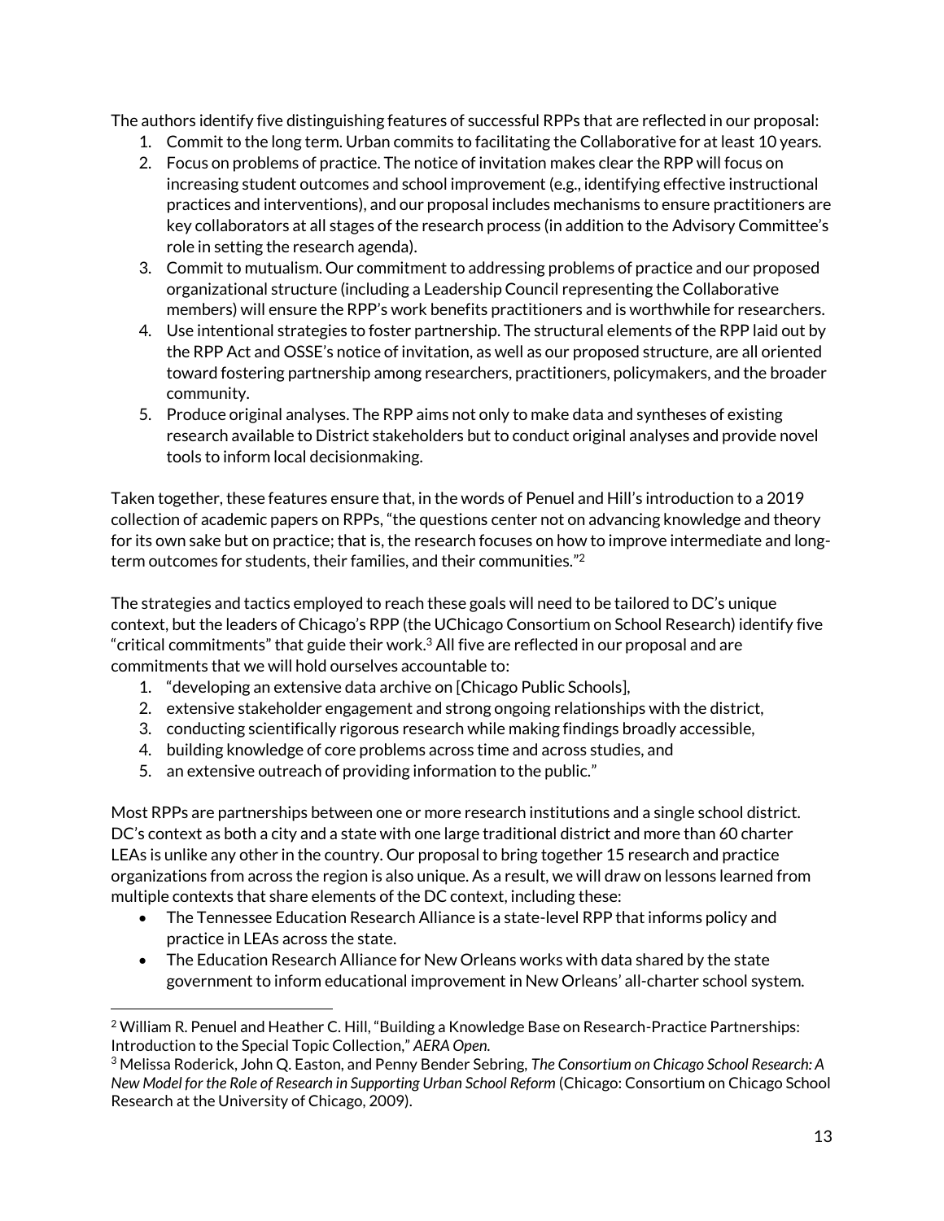The authors identify five distinguishing features of successful RPPs that are reflected in our proposal:

1. Commit to the long term. Urban commits to facilitating the Collaborative for at least 10 years.
2. Focus on problems of practice. The notice of invitation makes clear the RPP will focus on increasing student outcomes and school improvement (e.g., identifying effective instructional practices and interventions), and our proposal includes mechanisms to ensure practitioners are key collaborators at all stages of the research process (in addition to the Advisory Committee's role in setting the research agenda).
3. Commit to mutualism. Our commitment to addressing problems of practice and our proposed organizational structure (including a Leadership Council representing the Collaborative members) will ensure the RPP's work benefits practitioners and is worthwhile for researchers.
4. Use intentional strategies to foster partnership. The structural elements of the RPP laid out by the RPP Act and OSSE's notice of invitation, as well as our proposed structure, are all oriented toward fostering partnership among researchers, practitioners, policymakers, and the broader community.
5. Produce original analyses. The RPP aims not only to make data and syntheses of existing research available to District stakeholders but to conduct original analyses and provide novel tools to inform local decisionmaking.

Taken together, these features ensure that, in the words of Penuel and Hill's introduction to a 2019 collection of academic papers on RPPs, "the questions center not on advancing knowledge and theory for its own sake but on practice; that is, the research focuses on how to improve intermediate and long-term outcomes for students, their families, and their communities."[2]

The strategies and tactics employed to reach these goals will need to be tailored to DC's unique context, but the leaders of Chicago's RPP (the UChicago Consortium on School Research) identify five "critical commitments" that guide their work.[3] All five are reflected in our proposal and are commitments that we will hold ourselves accountable to:

1. "developing an extensive data archive on [Chicago Public Schools],
2. extensive stakeholder engagement and strong ongoing relationships with the district,
3. conducting scientifically rigorous research while making findings broadly accessible,
4. building knowledge of core problems across time and across studies, and
5. an extensive outreach of providing information to the public."

Most RPPs are partnerships between one or more research institutions and a single school district. DC's context as both a city and a state with one large traditional district and more than 60 charter LEAs is unlike any other in the country. Our proposal to bring together 15 research and practice organizations from across the region is also unique. As a result, we will draw on lessons learned from multiple contexts that share elements of the DC context, including these:

- The Tennessee Education Research Alliance is a state-level RPP that informs policy and practice in LEAs across the state.
- The Education Research Alliance for New Orleans works with data shared by the state government to inform educational improvement in New Orleans' all-charter school system.

---

[2] William R. Penuel and Heather C. Hill, "Building a Knowledge Base on Research-Practice Partnerships: Introduction to the Special Topic Collection," *AERA Open*.

[3] Melissa Roderick, John Q. Easton, and Penny Bender Sebring, *The Consortium on Chicago School Research: A New Model for the Role of Research in Supporting Urban School Reform* (Chicago: Consortium on Chicago School Research at the University of Chicago, 2009).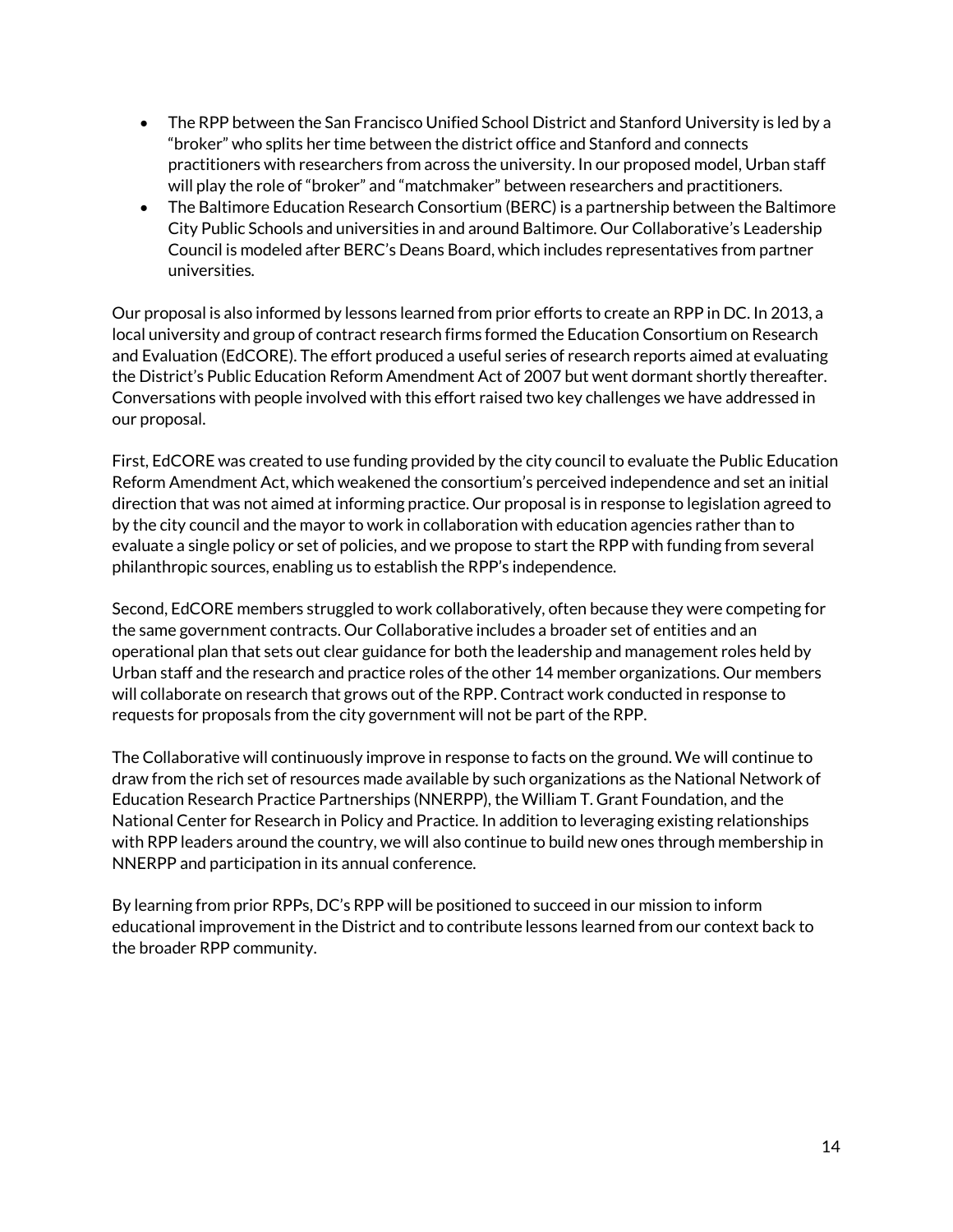- The RPP between the San Francisco Unified School District and Stanford University is led by a "broker" who splits her time between the district office and Stanford and connects practitioners with researchers from across the university. In our proposed model, Urban staff will play the role of "broker" and "matchmaker" between researchers and practitioners.
- The Baltimore Education Research Consortium (BERC) is a partnership between the Baltimore City Public Schools and universities in and around Baltimore. Our Collaborative's Leadership Council is modeled after BERC's Deans Board, which includes representatives from partner universities.

Our proposal is also informed by lessons learned from prior efforts to create an RPP in DC. In 2013, a local university and group of contract research firms formed the Education Consortium on Research and Evaluation (EdCORE). The effort produced a useful series of research reports aimed at evaluating the District's Public Education Reform Amendment Act of 2007 but went dormant shortly thereafter. Conversations with people involved with this effort raised two key challenges we have addressed in our proposal.

First, EdCORE was created to use funding provided by the city council to evaluate the Public Education Reform Amendment Act, which weakened the consortium's perceived independence and set an initial direction that was not aimed at informing practice. Our proposal is in response to legislation agreed to by the city council and the mayor to work in collaboration with education agencies rather than to evaluate a single policy or set of policies, and we propose to start the RPP with funding from several philanthropic sources, enabling us to establish the RPP's independence.

Second, EdCORE members struggled to work collaboratively, often because they were competing for the same government contracts. Our Collaborative includes a broader set of entities and an operational plan that sets out clear guidance for both the leadership and management roles held by Urban staff and the research and practice roles of the other 14 member organizations. Our members will collaborate on research that grows out of the RPP. Contract work conducted in response to requests for proposals from the city government will not be part of the RPP.

The Collaborative will continuously improve in response to facts on the ground. We will continue to draw from the rich set of resources made available by such organizations as the National Network of Education Research Practice Partnerships (NNERPP), the William T. Grant Foundation, and the National Center for Research in Policy and Practice. In addition to leveraging existing relationships with RPP leaders around the country, we will also continue to build new ones through membership in NNERPP and participation in its annual conference.

By learning from prior RPPs, DC's RPP will be positioned to succeed in our mission to inform educational improvement in the District and to contribute lessons learned from our context back to the broader RPP community.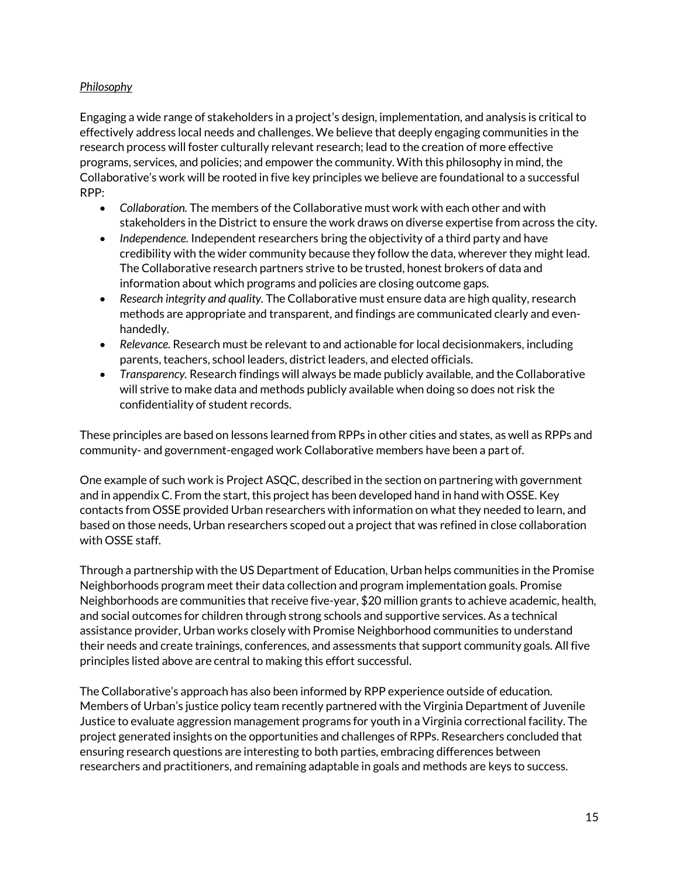*Philosophy*

Engaging a wide range of stakeholders in a project's design, implementation, and analysis is critical to effectively address local needs and challenges. We believe that deeply engaging communities in the research process will foster culturally relevant research; lead to the creation of more effective programs, services, and policies; and empower the community. With this philosophy in mind, the Collaborative's work will be rooted in five key principles we believe are foundational to a successful RPP:

- *Collaboration.* The members of the Collaborative must work with each other and with stakeholders in the District to ensure the work draws on diverse expertise from across the city.
- *Independence.* Independent researchers bring the objectivity of a third party and have credibility with the wider community because they follow the data, wherever they might lead. The Collaborative research partners strive to be trusted, honest brokers of data and information about which programs and policies are closing outcome gaps.
- *Research integrity and quality.* The Collaborative must ensure data are high quality, research methods are appropriate and transparent, and findings are communicated clearly and even-handedly.
- *Relevance.* Research must be relevant to and actionable for local decisionmakers, including parents, teachers, school leaders, district leaders, and elected officials.
- *Transparency.* Research findings will always be made publicly available, and the Collaborative will strive to make data and methods publicly available when doing so does not risk the confidentiality of student records.

These principles are based on lessons learned from RPPs in other cities and states, as well as RPPs and community- and government-engaged work Collaborative members have been a part of.

One example of such work is Project ASQC, described in the section on partnering with government and in appendix C. From the start, this project has been developed hand in hand with OSSE. Key contacts from OSSE provided Urban researchers with information on what they needed to learn, and based on those needs, Urban researchers scoped out a project that was refined in close collaboration with OSSE staff.

Through a partnership with the US Department of Education, Urban helps communities in the Promise Neighborhoods program meet their data collection and program implementation goals. Promise Neighborhoods are communities that receive five-year, $20 million grants to achieve academic, health, and social outcomes for children through strong schools and supportive services. As a technical assistance provider, Urban works closely with Promise Neighborhood communities to understand their needs and create trainings, conferences, and assessments that support community goals. All five principles listed above are central to making this effort successful.

The Collaborative's approach has also been informed by RPP experience outside of education. Members of Urban's justice policy team recently partnered with the Virginia Department of Juvenile Justice to evaluate aggression management programs for youth in a Virginia correctional facility. The project generated insights on the opportunities and challenges of RPPs. Researchers concluded that ensuring research questions are interesting to both parties, embracing differences between researchers and practitioners, and remaining adaptable in goals and methods are keys to success.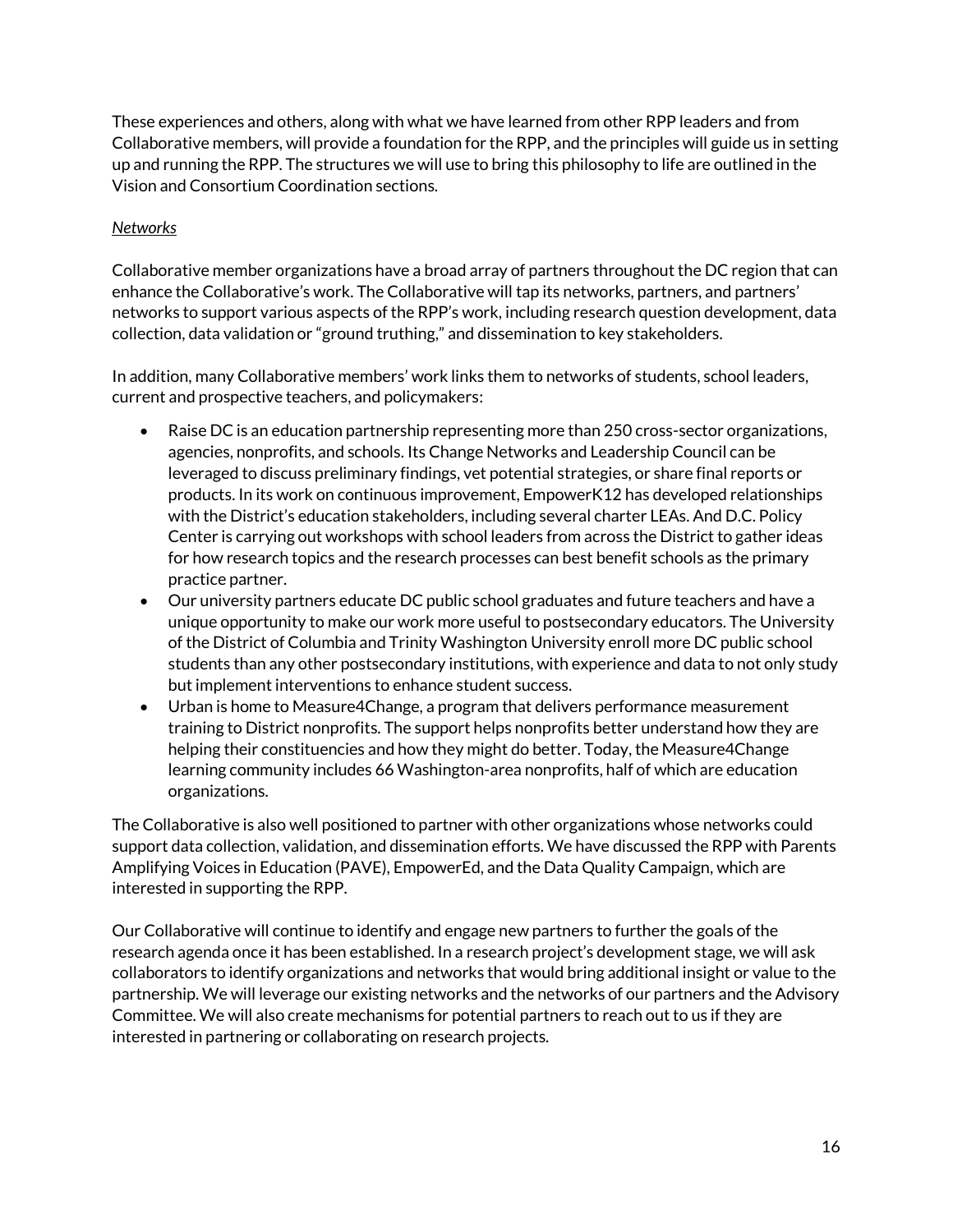These experiences and others, along with what we have learned from other RPP leaders and from Collaborative members, will provide a foundation for the RPP, and the principles will guide us in setting up and running the RPP. The structures we will use to bring this philosophy to life are outlined in the Vision and Consortium Coordination sections.

*Networks*

Collaborative member organizations have a broad array of partners throughout the DC region that can enhance the Collaborative's work. The Collaborative will tap its networks, partners, and partners' networks to support various aspects of the RPP's work, including research question development, data collection, data validation or "ground truthing," and dissemination to key stakeholders.

In addition, many Collaborative members' work links them to networks of students, school leaders, current and prospective teachers, and policymakers:

- Raise DC is an education partnership representing more than 250 cross-sector organizations, agencies, nonprofits, and schools. Its Change Networks and Leadership Council can be leveraged to discuss preliminary findings, vet potential strategies, or share final reports or products. In its work on continuous improvement, EmpowerK12 has developed relationships with the District's education stakeholders, including several charter LEAs. And D.C. Policy Center is carrying out workshops with school leaders from across the District to gather ideas for how research topics and the research processes can best benefit schools as the primary practice partner.
- Our university partners educate DC public school graduates and future teachers and have a unique opportunity to make our work more useful to postsecondary educators. The University of the District of Columbia and Trinity Washington University enroll more DC public school students than any other postsecondary institutions, with experience and data to not only study but implement interventions to enhance student success.
- Urban is home to Measure4Change, a program that delivers performance measurement training to District nonprofits. The support helps nonprofits better understand how they are helping their constituencies and how they might do better. Today, the Measure4Change learning community includes 66 Washington-area nonprofits, half of which are education organizations.

The Collaborative is also well positioned to partner with other organizations whose networks could support data collection, validation, and dissemination efforts. We have discussed the RPP with Parents Amplifying Voices in Education (PAVE), EmpowerEd, and the Data Quality Campaign, which are interested in supporting the RPP.

Our Collaborative will continue to identify and engage new partners to further the goals of the research agenda once it has been established. In a research project's development stage, we will ask collaborators to identify organizations and networks that would bring additional insight or value to the partnership. We will leverage our existing networks and the networks of our partners and the Advisory Committee. We will also create mechanisms for potential partners to reach out to us if they are interested in partnering or collaborating on research projects.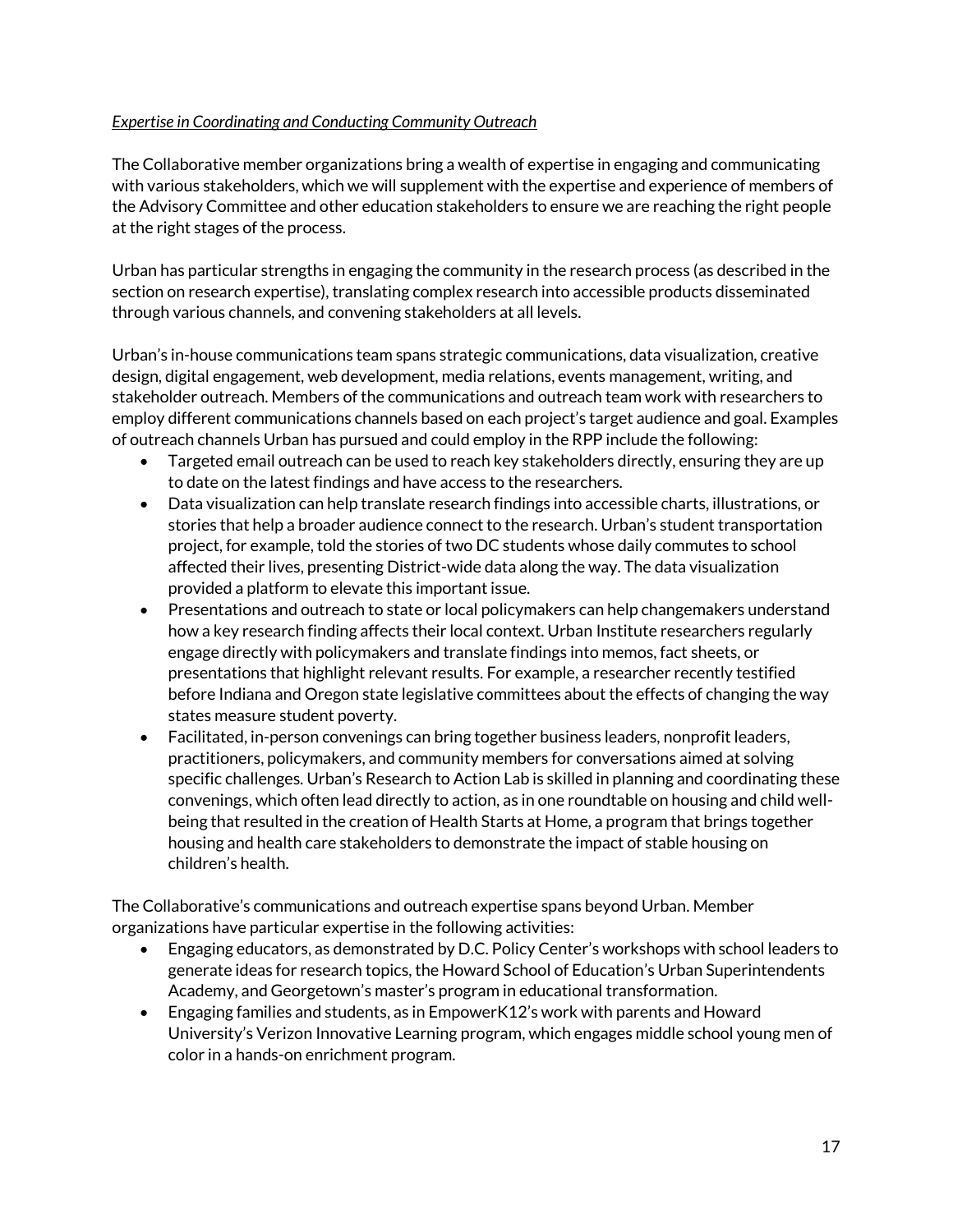*Expertise in Coordinating and Conducting Community Outreach*

The Collaborative member organizations bring a wealth of expertise in engaging and communicating with various stakeholders, which we will supplement with the expertise and experience of members of the Advisory Committee and other education stakeholders to ensure we are reaching the right people at the right stages of the process.

Urban has particular strengths in engaging the community in the research process (as described in the section on research expertise), translating complex research into accessible products disseminated through various channels, and convening stakeholders at all levels.

Urban's in-house communications team spans strategic communications, data visualization, creative design, digital engagement, web development, media relations, events management, writing, and stakeholder outreach. Members of the communications and outreach team work with researchers to employ different communications channels based on each project's target audience and goal. Examples of outreach channels Urban has pursued and could employ in the RPP include the following:

- Targeted email outreach can be used to reach key stakeholders directly, ensuring they are up to date on the latest findings and have access to the researchers.
- Data visualization can help translate research findings into accessible charts, illustrations, or stories that help a broader audience connect to the research. Urban's student transportation project, for example, told the stories of two DC students whose daily commutes to school affected their lives, presenting District-wide data along the way. The data visualization provided a platform to elevate this important issue.
- Presentations and outreach to state or local policymakers can help changemakers understand how a key research finding affects their local context. Urban Institute researchers regularly engage directly with policymakers and translate findings into memos, fact sheets, or presentations that highlight relevant results. For example, a researcher recently testified before Indiana and Oregon state legislative committees about the effects of changing the way states measure student poverty.
- Facilitated, in-person convenings can bring together business leaders, nonprofit leaders, practitioners, policymakers, and community members for conversations aimed at solving specific challenges. Urban's Research to Action Lab is skilled in planning and coordinating these convenings, which often lead directly to action, as in one roundtable on housing and child well-being that resulted in the creation of Health Starts at Home, a program that brings together housing and health care stakeholders to demonstrate the impact of stable housing on children's health.

The Collaborative's communications and outreach expertise spans beyond Urban. Member organizations have particular expertise in the following activities:

- Engaging educators, as demonstrated by D.C. Policy Center's workshops with school leaders to generate ideas for research topics, the Howard School of Education's Urban Superintendents Academy, and Georgetown's master's program in educational transformation.
- Engaging families and students, as in EmpowerK12's work with parents and Howard University's Verizon Innovative Learning program, which engages middle school young men of color in a hands-on enrichment program.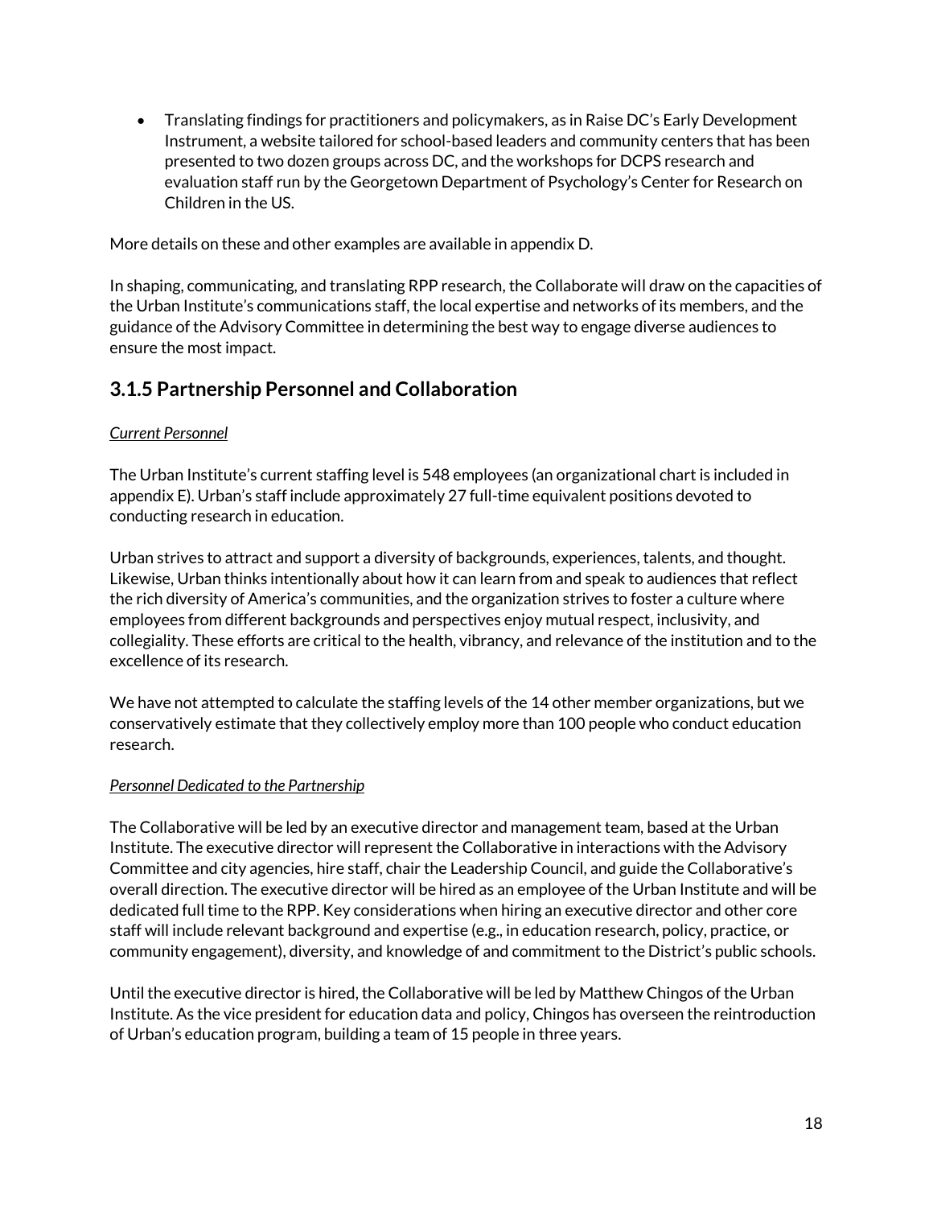- Translating findings for practitioners and policymakers, as in Raise DC's Early Development Instrument, a website tailored for school-based leaders and community centers that has been presented to two dozen groups across DC, and the workshops for DCPS research and evaluation staff run by the Georgetown Department of Psychology's Center for Research on Children in the US.

More details on these and other examples are available in appendix D.

In shaping, communicating, and translating RPP research, the Collaborate will draw on the capacities of the Urban Institute's communications staff, the local expertise and networks of its members, and the guidance of the Advisory Committee in determining the best way to engage diverse audiences to ensure the most impact.

## 3.1.5 Partnership Personnel and Collaboration

*Current Personnel*

The Urban Institute's current staffing level is 548 employees (an organizational chart is included in appendix E). Urban's staff include approximately 27 full-time equivalent positions devoted to conducting research in education.

Urban strives to attract and support a diversity of backgrounds, experiences, talents, and thought. Likewise, Urban thinks intentionally about how it can learn from and speak to audiences that reflect the rich diversity of America's communities, and the organization strives to foster a culture where employees from different backgrounds and perspectives enjoy mutual respect, inclusivity, and collegiality. These efforts are critical to the health, vibrancy, and relevance of the institution and to the excellence of its research.

We have not attempted to calculate the staffing levels of the 14 other member organizations, but we conservatively estimate that they collectively employ more than 100 people who conduct education research.

*Personnel Dedicated to the Partnership*

The Collaborative will be led by an executive director and management team, based at the Urban Institute. The executive director will represent the Collaborative in interactions with the Advisory Committee and city agencies, hire staff, chair the Leadership Council, and guide the Collaborative's overall direction. The executive director will be hired as an employee of the Urban Institute and will be dedicated full time to the RPP. Key considerations when hiring an executive director and other core staff will include relevant background and expertise (e.g., in education research, policy, practice, or community engagement), diversity, and knowledge of and commitment to the District's public schools.

Until the executive director is hired, the Collaborative will be led by Matthew Chingos of the Urban Institute. As the vice president for education data and policy, Chingos has overseen the reintroduction of Urban's education program, building a team of 15 people in three years.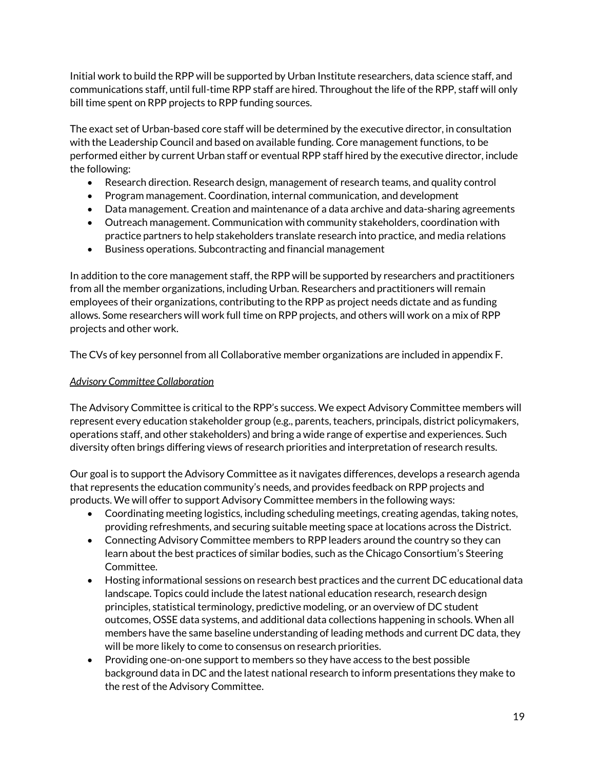Initial work to build the RPP will be supported by Urban Institute researchers, data science staff, and communications staff, until full-time RPP staff are hired. Throughout the life of the RPP, staff will only bill time spent on RPP projects to RPP funding sources.

The exact set of Urban-based core staff will be determined by the executive director, in consultation with the Leadership Council and based on available funding. Core management functions, to be performed either by current Urban staff or eventual RPP staff hired by the executive director, include the following:

- Research direction. Research design, management of research teams, and quality control
- Program management. Coordination, internal communication, and development
- Data management. Creation and maintenance of a data archive and data-sharing agreements
- Outreach management. Communication with community stakeholders, coordination with practice partners to help stakeholders translate research into practice, and media relations
- Business operations. Subcontracting and financial management

In addition to the core management staff, the RPP will be supported by researchers and practitioners from all the member organizations, including Urban. Researchers and practitioners will remain employees of their organizations, contributing to the RPP as project needs dictate and as funding allows. Some researchers will work full time on RPP projects, and others will work on a mix of RPP projects and other work.

The CVs of key personnel from all Collaborative member organizations are included in appendix F.

*Advisory Committee Collaboration*

The Advisory Committee is critical to the RPP's success. We expect Advisory Committee members will represent every education stakeholder group (e.g., parents, teachers, principals, district policymakers, operations staff, and other stakeholders) and bring a wide range of expertise and experiences. Such diversity often brings differing views of research priorities and interpretation of research results.

Our goal is to support the Advisory Committee as it navigates differences, develops a research agenda that represents the education community's needs, and provides feedback on RPP projects and products. We will offer to support Advisory Committee members in the following ways:

- Coordinating meeting logistics, including scheduling meetings, creating agendas, taking notes, providing refreshments, and securing suitable meeting space at locations across the District.
- Connecting Advisory Committee members to RPP leaders around the country so they can learn about the best practices of similar bodies, such as the Chicago Consortium's Steering Committee.
- Hosting informational sessions on research best practices and the current DC educational data landscape. Topics could include the latest national education research, research design principles, statistical terminology, predictive modeling, or an overview of DC student outcomes, OSSE data systems, and additional data collections happening in schools. When all members have the same baseline understanding of leading methods and current DC data, they will be more likely to come to consensus on research priorities.
- Providing one-on-one support to members so they have access to the best possible background data in DC and the latest national research to inform presentations they make to the rest of the Advisory Committee.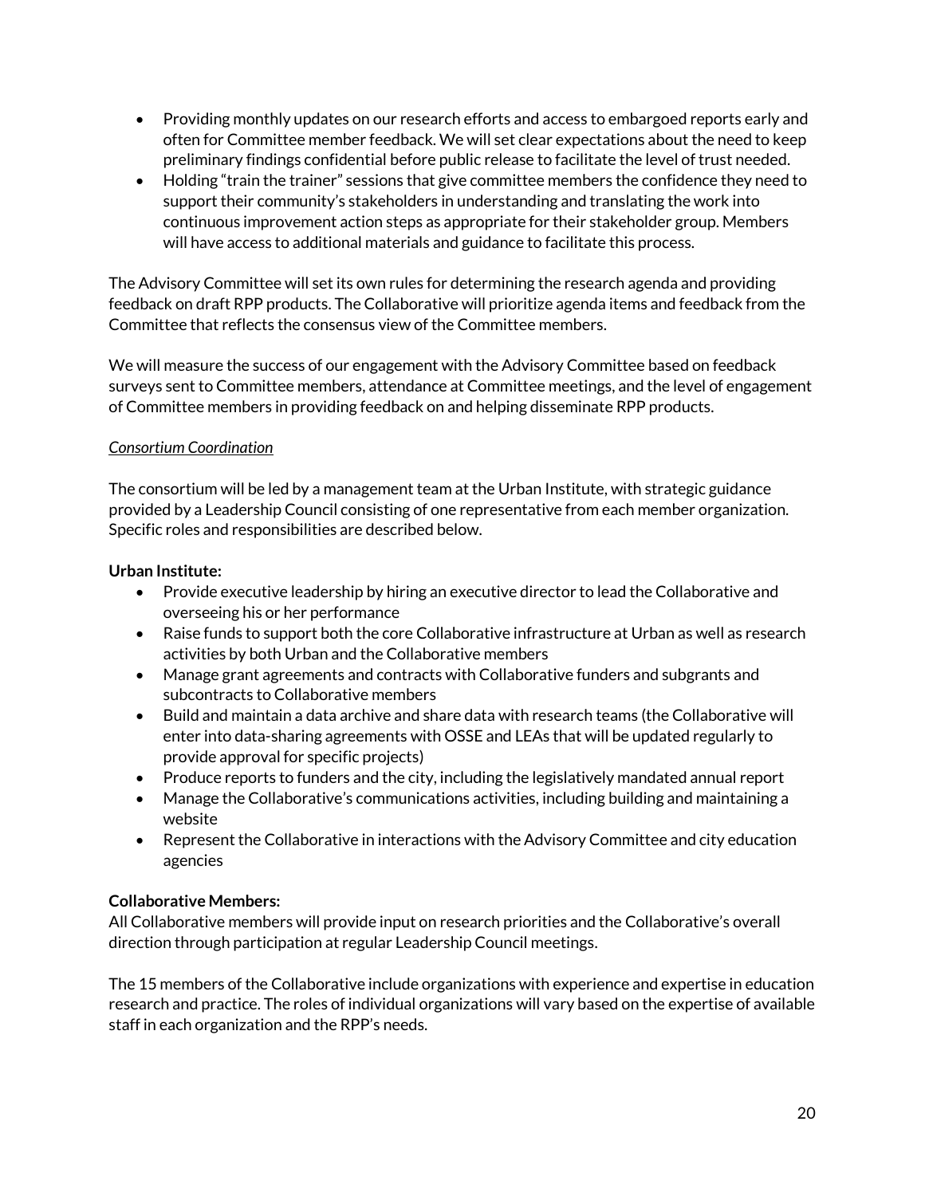- Providing monthly updates on our research efforts and access to embargoed reports early and often for Committee member feedback. We will set clear expectations about the need to keep preliminary findings confidential before public release to facilitate the level of trust needed.
- Holding "train the trainer" sessions that give committee members the confidence they need to support their community's stakeholders in understanding and translating the work into continuous improvement action steps as appropriate for their stakeholder group. Members will have access to additional materials and guidance to facilitate this process.

The Advisory Committee will set its own rules for determining the research agenda and providing feedback on draft RPP products. The Collaborative will prioritize agenda items and feedback from the Committee that reflects the consensus view of the Committee members.

We will measure the success of our engagement with the Advisory Committee based on feedback surveys sent to Committee members, attendance at Committee meetings, and the level of engagement of Committee members in providing feedback on and helping disseminate RPP products.

*Consortium Coordination*

The consortium will be led by a management team at the Urban Institute, with strategic guidance provided by a Leadership Council consisting of one representative from each member organization. Specific roles and responsibilities are described below.

**Urban Institute:**

- Provide executive leadership by hiring an executive director to lead the Collaborative and overseeing his or her performance
- Raise funds to support both the core Collaborative infrastructure at Urban as well as research activities by both Urban and the Collaborative members
- Manage grant agreements and contracts with Collaborative funders and subgrants and subcontracts to Collaborative members
- Build and maintain a data archive and share data with research teams (the Collaborative will enter into data-sharing agreements with OSSE and LEAs that will be updated regularly to provide approval for specific projects)
- Produce reports to funders and the city, including the legislatively mandated annual report
- Manage the Collaborative's communications activities, including building and maintaining a website
- Represent the Collaborative in interactions with the Advisory Committee and city education agencies

**Collaborative Members:**

All Collaborative members will provide input on research priorities and the Collaborative's overall direction through participation at regular Leadership Council meetings.

The 15 members of the Collaborative include organizations with experience and expertise in education research and practice. The roles of individual organizations will vary based on the expertise of available staff in each organization and the RPP's needs.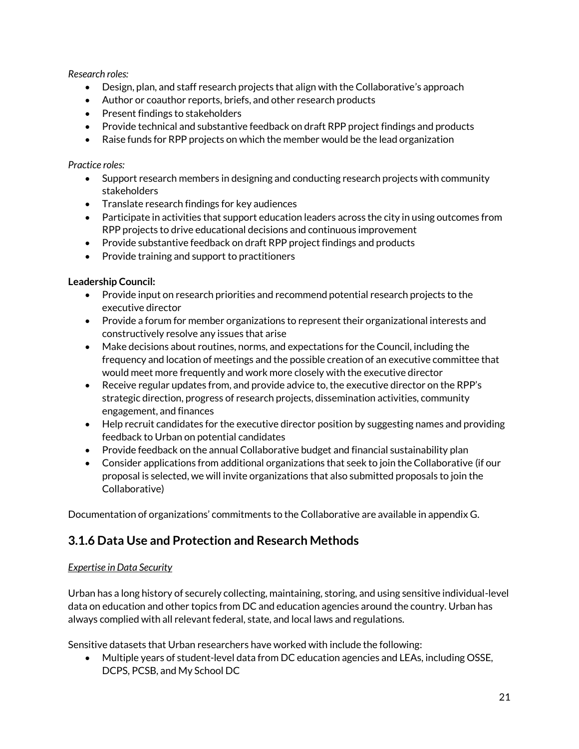*Research roles:*

- Design, plan, and staff research projects that align with the Collaborative's approach
- Author or coauthor reports, briefs, and other research products
- Present findings to stakeholders
- Provide technical and substantive feedback on draft RPP project findings and products
- Raise funds for RPP projects on which the member would be the lead organization

*Practice roles:*

- Support research members in designing and conducting research projects with community stakeholders
- Translate research findings for key audiences
- Participate in activities that support education leaders across the city in using outcomes from RPP projects to drive educational decisions and continuous improvement
- Provide substantive feedback on draft RPP project findings and products
- Provide training and support to practitioners

**Leadership Council:**

- Provide input on research priorities and recommend potential research projects to the executive director
- Provide a forum for member organizations to represent their organizational interests and constructively resolve any issues that arise
- Make decisions about routines, norms, and expectations for the Council, including the frequency and location of meetings and the possible creation of an executive committee that would meet more frequently and work more closely with the executive director
- Receive regular updates from, and provide advice to, the executive director on the RPP's strategic direction, progress of research projects, dissemination activities, community engagement, and finances
- Help recruit candidates for the executive director position by suggesting names and providing feedback to Urban on potential candidates
- Provide feedback on the annual Collaborative budget and financial sustainability plan
- Consider applications from additional organizations that seek to join the Collaborative (if our proposal is selected, we will invite organizations that also submitted proposals to join the Collaborative)

Documentation of organizations' commitments to the Collaborative are available in appendix G.

## 3.1.6 Data Use and Protection and Research Methods

*Expertise in Data Security*

Urban has a long history of securely collecting, maintaining, storing, and using sensitive individual-level data on education and other topics from DC and education agencies around the country. Urban has always complied with all relevant federal, state, and local laws and regulations.

Sensitive datasets that Urban researchers have worked with include the following:

- Multiple years of student-level data from DC education agencies and LEAs, including OSSE, DCPS, PCSB, and My School DC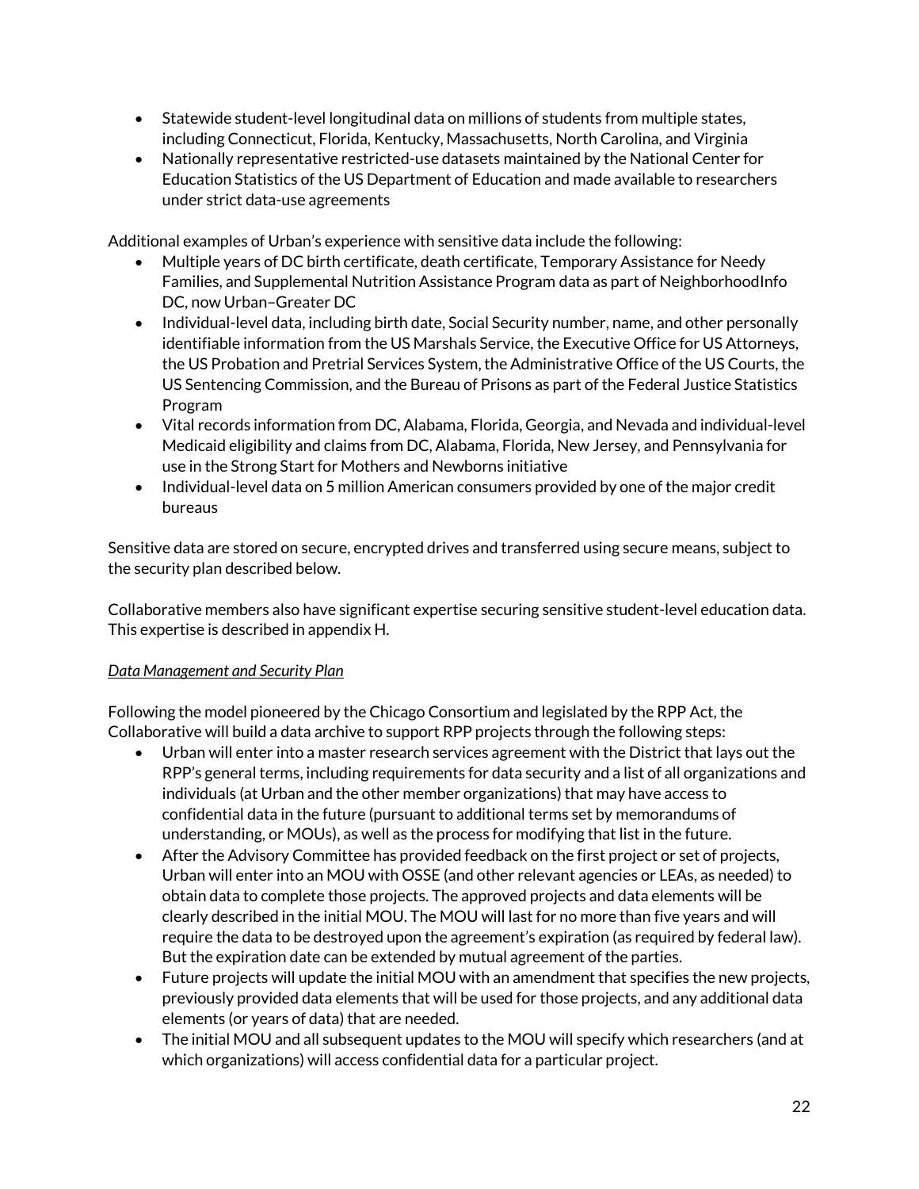- Statewide student-level longitudinal data on millions of students from multiple states, including Connecticut, Florida, Kentucky, Massachusetts, North Carolina, and Virginia
- Nationally representative restricted-use datasets maintained by the National Center for Education Statistics of the US Department of Education and made available to researchers under strict data-use agreements

Additional examples of Urban's experience with sensitive data include the following:

- Multiple years of DC birth certificate, death certificate, Temporary Assistance for Needy Families, and Supplemental Nutrition Assistance Program data as part of NeighborhoodInfo DC, now Urban–Greater DC
- Individual-level data, including birth date, Social Security number, name, and other personally identifiable information from the US Marshals Service, the Executive Office for US Attorneys, the US Probation and Pretrial Services System, the Administrative Office of the US Courts, the US Sentencing Commission, and the Bureau of Prisons as part of the Federal Justice Statistics Program
- Vital records information from DC, Alabama, Florida, Georgia, and Nevada and individual-level Medicaid eligibility and claims from DC, Alabama, Florida, New Jersey, and Pennsylvania for use in the Strong Start for Mothers and Newborns initiative
- Individual-level data on 5 million American consumers provided by one of the major credit bureaus

Sensitive data are stored on secure, encrypted drives and transferred using secure means, subject to the security plan described below.

Collaborative members also have significant expertise securing sensitive student-level education data. This expertise is described in appendix H.

*Data Management and Security Plan*

Following the model pioneered by the Chicago Consortium and legislated by the RPP Act, the Collaborative will build a data archive to support RPP projects through the following steps:

- Urban will enter into a master research services agreement with the District that lays out the RPP's general terms, including requirements for data security and a list of all organizations and individuals (at Urban and the other member organizations) that may have access to confidential data in the future (pursuant to additional terms set by memorandums of understanding, or MOUs), as well as the process for modifying that list in the future.
- After the Advisory Committee has provided feedback on the first project or set of projects, Urban will enter into an MOU with OSSE (and other relevant agencies or LEAs, as needed) to obtain data to complete those projects. The approved projects and data elements will be clearly described in the initial MOU. The MOU will last for no more than five years and will require the data to be destroyed upon the agreement's expiration (as required by federal law). But the expiration date can be extended by mutual agreement of the parties.
- Future projects will update the initial MOU with an amendment that specifies the new projects, previously provided data elements that will be used for those projects, and any additional data elements (or years of data) that are needed.
- The initial MOU and all subsequent updates to the MOU will specify which researchers (and at which organizations) will access confidential data for a particular project.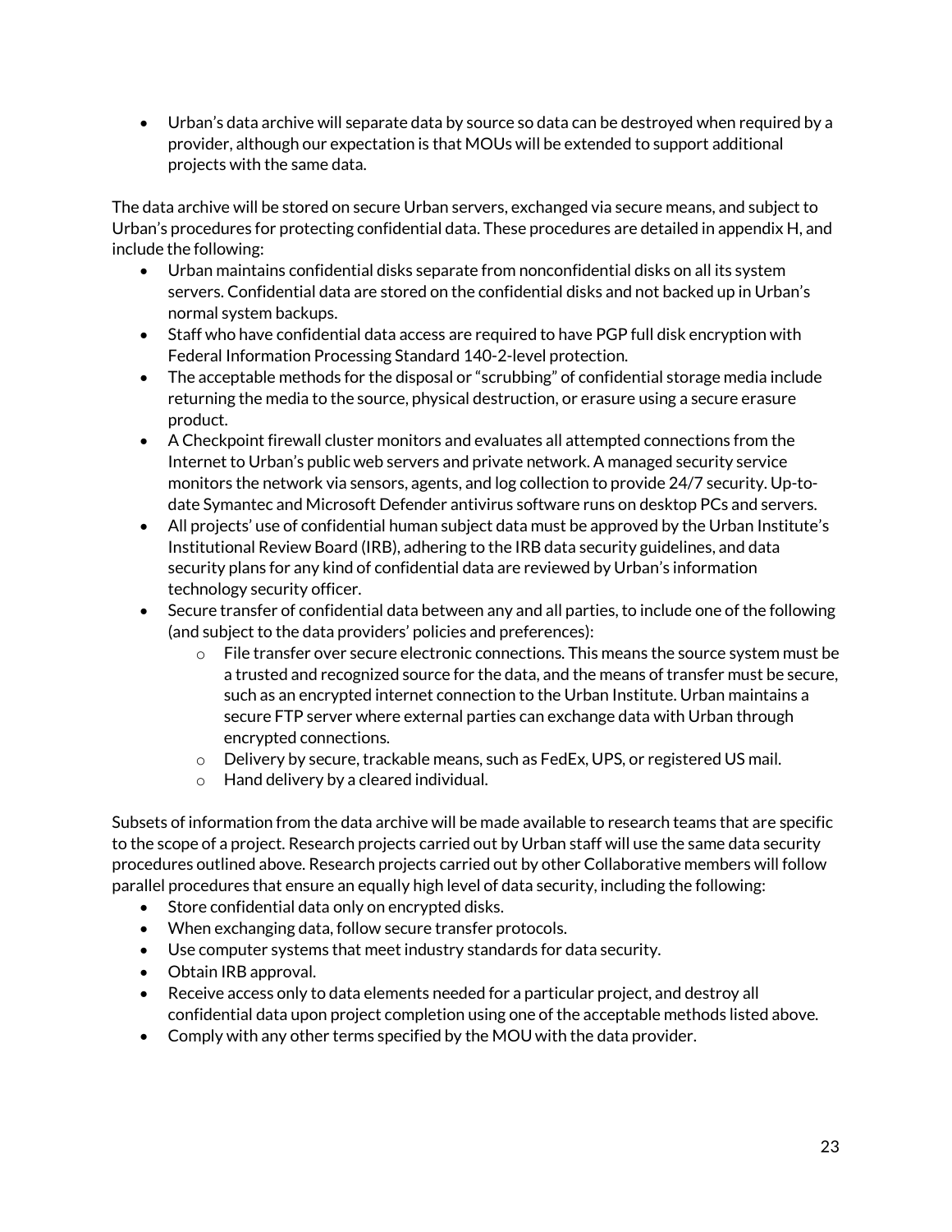- Urban's data archive will separate data by source so data can be destroyed when required by a provider, although our expectation is that MOUs will be extended to support additional projects with the same data.

The data archive will be stored on secure Urban servers, exchanged via secure means, and subject to Urban's procedures for protecting confidential data. These procedures are detailed in appendix H, and include the following:

- Urban maintains confidential disks separate from nonconfidential disks on all its system servers. Confidential data are stored on the confidential disks and not backed up in Urban's normal system backups.
- Staff who have confidential data access are required to have PGP full disk encryption with Federal Information Processing Standard 140-2-level protection.
- The acceptable methods for the disposal or "scrubbing" of confidential storage media include returning the media to the source, physical destruction, or erasure using a secure erasure product.
- A Checkpoint firewall cluster monitors and evaluates all attempted connections from the Internet to Urban's public web servers and private network. A managed security service monitors the network via sensors, agents, and log collection to provide 24/7 security. Up-to-date Symantec and Microsoft Defender antivirus software runs on desktop PCs and servers.
- All projects' use of confidential human subject data must be approved by the Urban Institute's Institutional Review Board (IRB), adhering to the IRB data security guidelines, and data security plans for any kind of confidential data are reviewed by Urban's information technology security officer.
- Secure transfer of confidential data between any and all parties, to include one of the following (and subject to the data providers' policies and preferences):
  - File transfer over secure electronic connections. This means the source system must be a trusted and recognized source for the data, and the means of transfer must be secure, such as an encrypted internet connection to the Urban Institute. Urban maintains a secure FTP server where external parties can exchange data with Urban through encrypted connections.
  - Delivery by secure, trackable means, such as FedEx, UPS, or registered US mail.
  - Hand delivery by a cleared individual.

Subsets of information from the data archive will be made available to research teams that are specific to the scope of a project. Research projects carried out by Urban staff will use the same data security procedures outlined above. Research projects carried out by other Collaborative members will follow parallel procedures that ensure an equally high level of data security, including the following:

- Store confidential data only on encrypted disks.
- When exchanging data, follow secure transfer protocols.
- Use computer systems that meet industry standards for data security.
- Obtain IRB approval.
- Receive access only to data elements needed for a particular project, and destroy all confidential data upon project completion using one of the acceptable methods listed above.
- Comply with any other terms specified by the MOU with the data provider.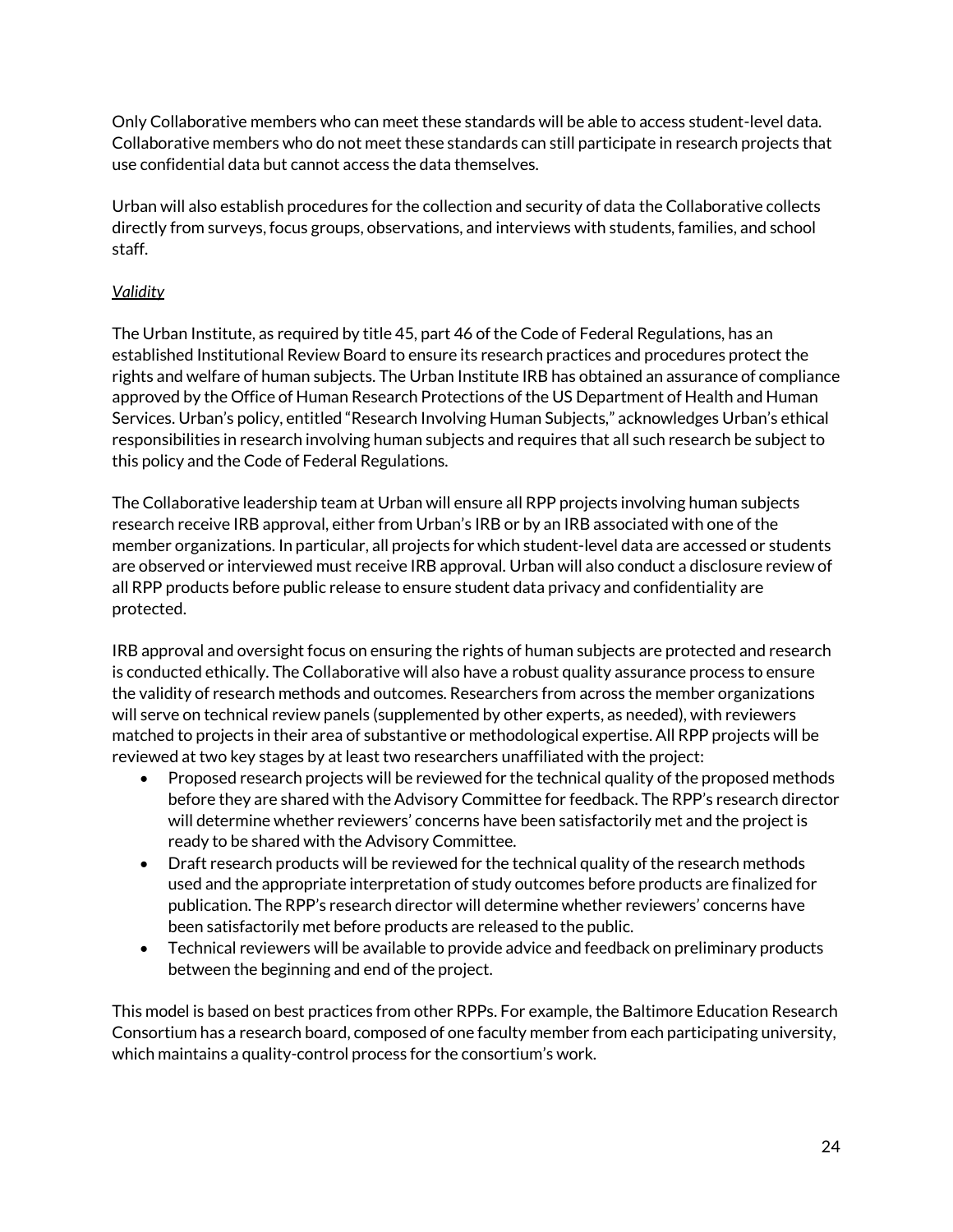Only Collaborative members who can meet these standards will be able to access student-level data. Collaborative members who do not meet these standards can still participate in research projects that use confidential data but cannot access the data themselves.

Urban will also establish procedures for the collection and security of data the Collaborative collects directly from surveys, focus groups, observations, and interviews with students, families, and school staff.

*Validity*

The Urban Institute, as required by title 45, part 46 of the Code of Federal Regulations, has an established Institutional Review Board to ensure its research practices and procedures protect the rights and welfare of human subjects. The Urban Institute IRB has obtained an assurance of compliance approved by the Office of Human Research Protections of the US Department of Health and Human Services. Urban's policy, entitled "Research Involving Human Subjects," acknowledges Urban's ethical responsibilities in research involving human subjects and requires that all such research be subject to this policy and the Code of Federal Regulations.

The Collaborative leadership team at Urban will ensure all RPP projects involving human subjects research receive IRB approval, either from Urban's IRB or by an IRB associated with one of the member organizations. In particular, all projects for which student-level data are accessed or students are observed or interviewed must receive IRB approval. Urban will also conduct a disclosure review of all RPP products before public release to ensure student data privacy and confidentiality are protected.

IRB approval and oversight focus on ensuring the rights of human subjects are protected and research is conducted ethically. The Collaborative will also have a robust quality assurance process to ensure the validity of research methods and outcomes. Researchers from across the member organizations will serve on technical review panels (supplemented by other experts, as needed), with reviewers matched to projects in their area of substantive or methodological expertise. All RPP projects will be reviewed at two key stages by at least two researchers unaffiliated with the project:

- Proposed research projects will be reviewed for the technical quality of the proposed methods before they are shared with the Advisory Committee for feedback. The RPP's research director will determine whether reviewers' concerns have been satisfactorily met and the project is ready to be shared with the Advisory Committee.
- Draft research products will be reviewed for the technical quality of the research methods used and the appropriate interpretation of study outcomes before products are finalized for publication. The RPP's research director will determine whether reviewers' concerns have been satisfactorily met before products are released to the public.
- Technical reviewers will be available to provide advice and feedback on preliminary products between the beginning and end of the project.

This model is based on best practices from other RPPs. For example, the Baltimore Education Research Consortium has a research board, composed of one faculty member from each participating university, which maintains a quality-control process for the consortium's work.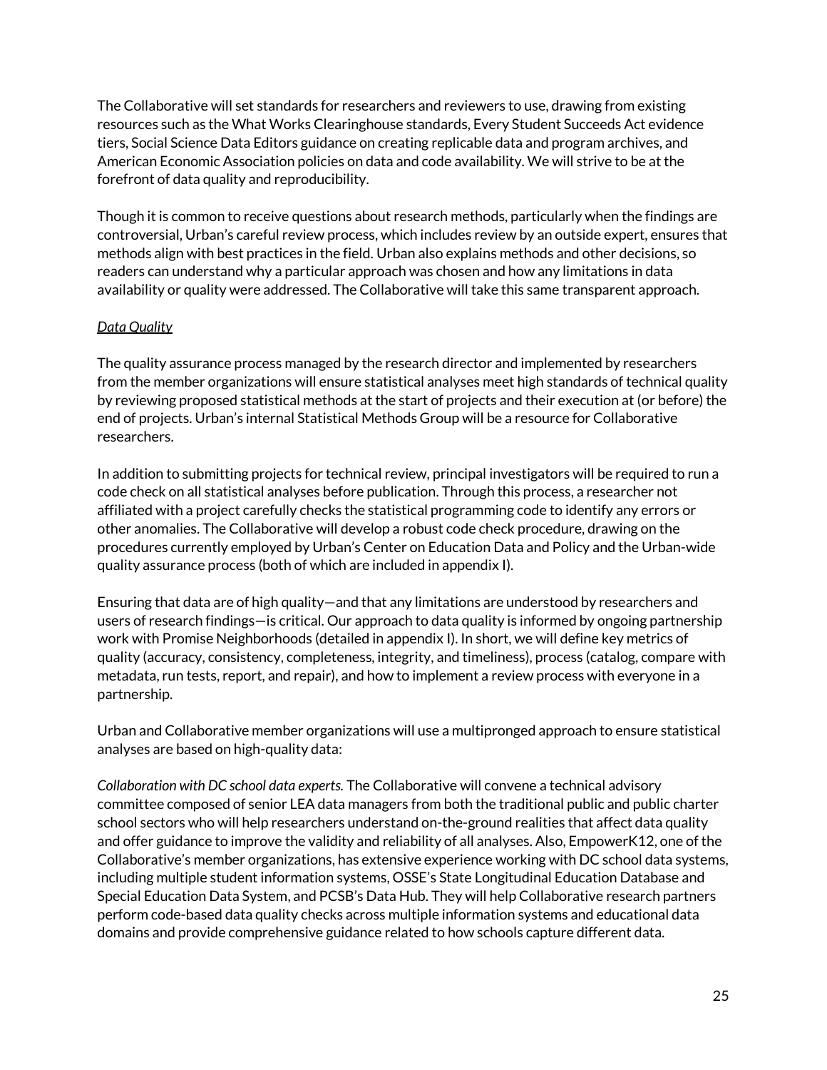The Collaborative will set standards for researchers and reviewers to use, drawing from existing resources such as the What Works Clearinghouse standards, Every Student Succeeds Act evidence tiers, Social Science Data Editors guidance on creating replicable data and program archives, and American Economic Association policies on data and code availability. We will strive to be at the forefront of data quality and reproducibility.

Though it is common to receive questions about research methods, particularly when the findings are controversial, Urban's careful review process, which includes review by an outside expert, ensures that methods align with best practices in the field. Urban also explains methods and other decisions, so readers can understand why a particular approach was chosen and how any limitations in data availability or quality were addressed. The Collaborative will take this same transparent approach.

*Data Quality*

The quality assurance process managed by the research director and implemented by researchers from the member organizations will ensure statistical analyses meet high standards of technical quality by reviewing proposed statistical methods at the start of projects and their execution at (or before) the end of projects. Urban's internal Statistical Methods Group will be a resource for Collaborative researchers.

In addition to submitting projects for technical review, principal investigators will be required to run a code check on all statistical analyses before publication. Through this process, a researcher not affiliated with a project carefully checks the statistical programming code to identify any errors or other anomalies. The Collaborative will develop a robust code check procedure, drawing on the procedures currently employed by Urban's Center on Education Data and Policy and the Urban-wide quality assurance process (both of which are included in appendix I).

Ensuring that data are of high quality—and that any limitations are understood by researchers and users of research findings—is critical. Our approach to data quality is informed by ongoing partnership work with Promise Neighborhoods (detailed in appendix I). In short, we will define key metrics of quality (accuracy, consistency, completeness, integrity, and timeliness), process (catalog, compare with metadata, run tests, report, and repair), and how to implement a review process with everyone in a partnership.

Urban and Collaborative member organizations will use a multipronged approach to ensure statistical analyses are based on high-quality data:

*Collaboration with DC school data experts.* The Collaborative will convene a technical advisory committee composed of senior LEA data managers from both the traditional public and public charter school sectors who will help researchers understand on-the-ground realities that affect data quality and offer guidance to improve the validity and reliability of all analyses. Also, EmpowerK12, one of the Collaborative's member organizations, has extensive experience working with DC school data systems, including multiple student information systems, OSSE's State Longitudinal Education Database and Special Education Data System, and PCSB's Data Hub. They will help Collaborative research partners perform code-based data quality checks across multiple information systems and educational data domains and provide comprehensive guidance related to how schools capture different data.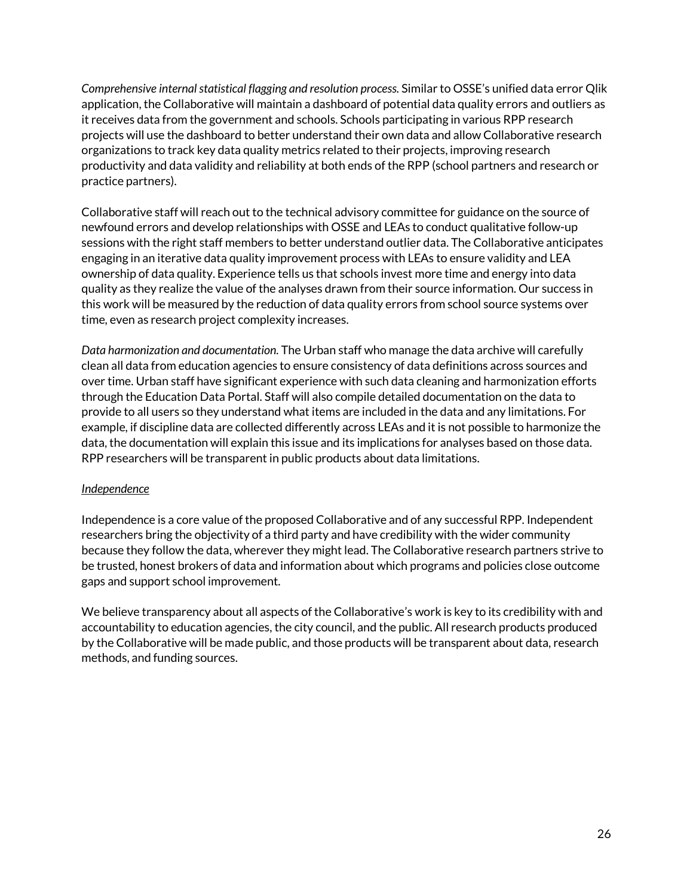*Comprehensive internal statistical flagging and resolution process.* Similar to OSSE's unified data error Qlik application, the Collaborative will maintain a dashboard of potential data quality errors and outliers as it receives data from the government and schools. Schools participating in various RPP research projects will use the dashboard to better understand their own data and allow Collaborative research organizations to track key data quality metrics related to their projects, improving research productivity and data validity and reliability at both ends of the RPP (school partners and research or practice partners).

Collaborative staff will reach out to the technical advisory committee for guidance on the source of newfound errors and develop relationships with OSSE and LEAs to conduct qualitative follow-up sessions with the right staff members to better understand outlier data. The Collaborative anticipates engaging in an iterative data quality improvement process with LEAs to ensure validity and LEA ownership of data quality. Experience tells us that schools invest more time and energy into data quality as they realize the value of the analyses drawn from their source information. Our success in this work will be measured by the reduction of data quality errors from school source systems over time, even as research project complexity increases.

*Data harmonization and documentation.* The Urban staff who manage the data archive will carefully clean all data from education agencies to ensure consistency of data definitions across sources and over time. Urban staff have significant experience with such data cleaning and harmonization efforts through the Education Data Portal. Staff will also compile detailed documentation on the data to provide to all users so they understand what items are included in the data and any limitations. For example, if discipline data are collected differently across LEAs and it is not possible to harmonize the data, the documentation will explain this issue and its implications for analyses based on those data. RPP researchers will be transparent in public products about data limitations.

*Independence*

Independence is a core value of the proposed Collaborative and of any successful RPP. Independent researchers bring the objectivity of a third party and have credibility with the wider community because they follow the data, wherever they might lead. The Collaborative research partners strive to be trusted, honest brokers of data and information about which programs and policies close outcome gaps and support school improvement.

We believe transparency about all aspects of the Collaborative's work is key to its credibility with and accountability to education agencies, the city council, and the public. All research products produced by the Collaborative will be made public, and those products will be transparent about data, research methods, and funding sources.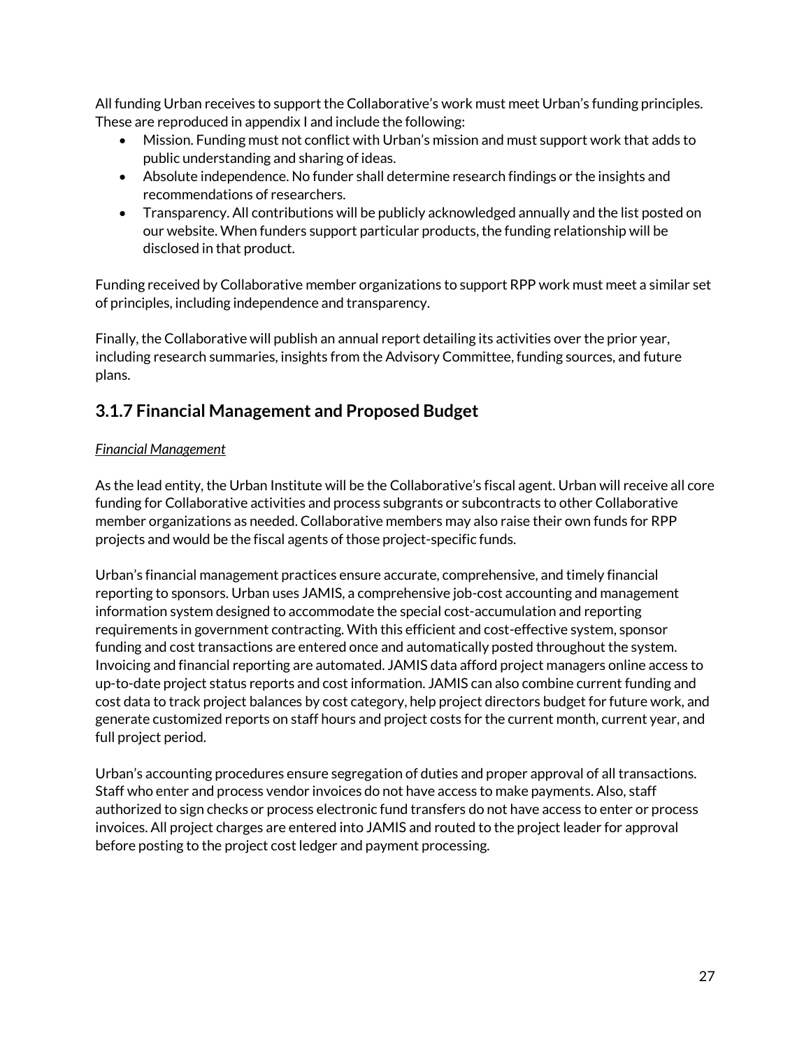All funding Urban receives to support the Collaborative's work must meet Urban's funding principles. These are reproduced in appendix I and include the following:

- Mission. Funding must not conflict with Urban's mission and must support work that adds to public understanding and sharing of ideas.
- Absolute independence. No funder shall determine research findings or the insights and recommendations of researchers.
- Transparency. All contributions will be publicly acknowledged annually and the list posted on our website. When funders support particular products, the funding relationship will be disclosed in that product.

Funding received by Collaborative member organizations to support RPP work must meet a similar set of principles, including independence and transparency.

Finally, the Collaborative will publish an annual report detailing its activities over the prior year, including research summaries, insights from the Advisory Committee, funding sources, and future plans.

## 3.1.7 Financial Management and Proposed Budget

*Financial Management*

As the lead entity, the Urban Institute will be the Collaborative's fiscal agent. Urban will receive all core funding for Collaborative activities and process subgrants or subcontracts to other Collaborative member organizations as needed. Collaborative members may also raise their own funds for RPP projects and would be the fiscal agents of those project-specific funds.

Urban's financial management practices ensure accurate, comprehensive, and timely financial reporting to sponsors. Urban uses JAMIS, a comprehensive job-cost accounting and management information system designed to accommodate the special cost-accumulation and reporting requirements in government contracting. With this efficient and cost-effective system, sponsor funding and cost transactions are entered once and automatically posted throughout the system. Invoicing and financial reporting are automated. JAMIS data afford project managers online access to up-to-date project status reports and cost information. JAMIS can also combine current funding and cost data to track project balances by cost category, help project directors budget for future work, and generate customized reports on staff hours and project costs for the current month, current year, and full project period.

Urban's accounting procedures ensure segregation of duties and proper approval of all transactions. Staff who enter and process vendor invoices do not have access to make payments. Also, staff authorized to sign checks or process electronic fund transfers do not have access to enter or process invoices. All project charges are entered into JAMIS and routed to the project leader for approval before posting to the project cost ledger and payment processing.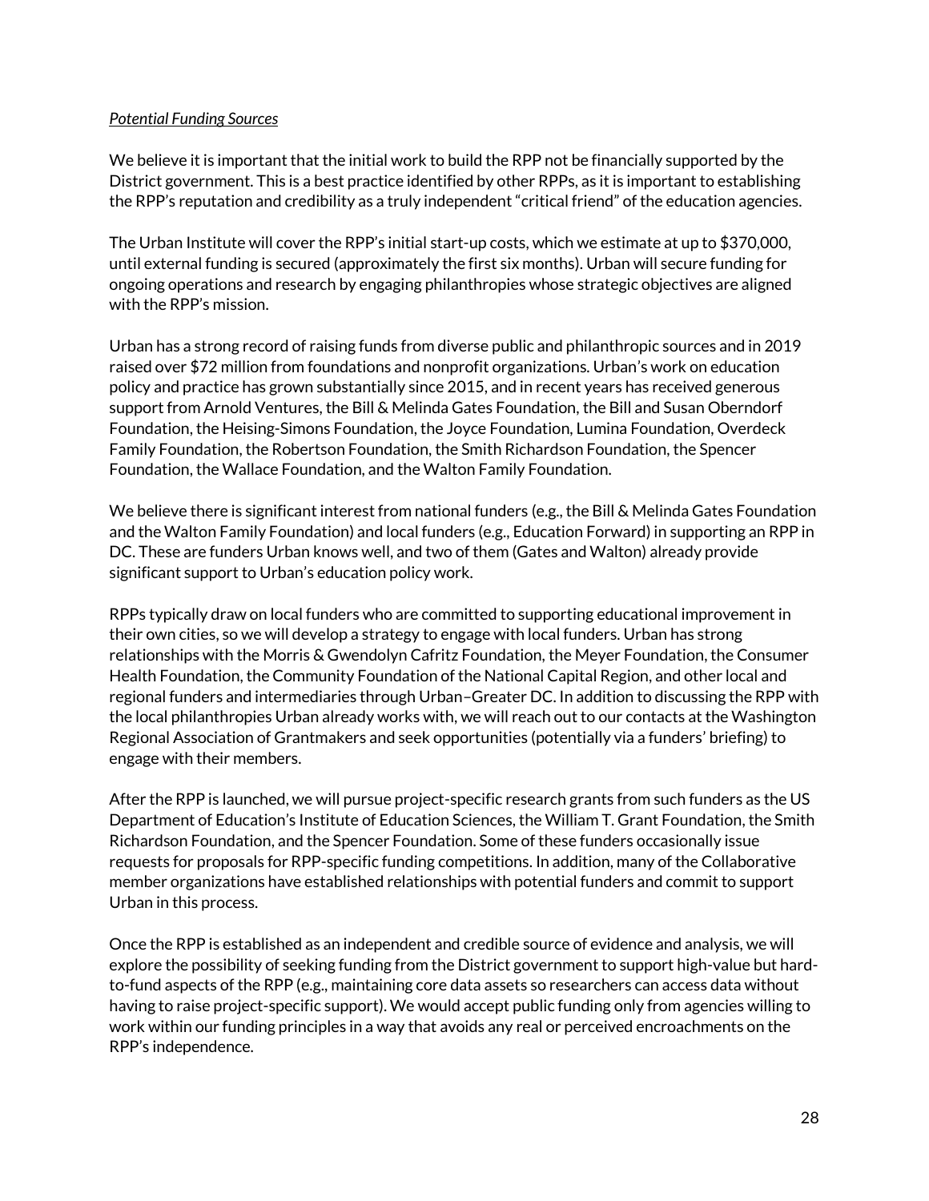*Potential Funding Sources*

We believe it is important that the initial work to build the RPP not be financially supported by the District government. This is a best practice identified by other RPPs, as it is important to establishing the RPP's reputation and credibility as a truly independent "critical friend" of the education agencies.

The Urban Institute will cover the RPP's initial start-up costs, which we estimate at up to $370,000, until external funding is secured (approximately the first six months). Urban will secure funding for ongoing operations and research by engaging philanthropies whose strategic objectives are aligned with the RPP's mission.

Urban has a strong record of raising funds from diverse public and philanthropic sources and in 2019 raised over $72 million from foundations and nonprofit organizations. Urban's work on education policy and practice has grown substantially since 2015, and in recent years has received generous support from Arnold Ventures, the Bill & Melinda Gates Foundation, the Bill and Susan Oberndorf Foundation, the Heising-Simons Foundation, the Joyce Foundation, Lumina Foundation, Overdeck Family Foundation, the Robertson Foundation, the Smith Richardson Foundation, the Spencer Foundation, the Wallace Foundation, and the Walton Family Foundation.

We believe there is significant interest from national funders (e.g., the Bill & Melinda Gates Foundation and the Walton Family Foundation) and local funders (e.g., Education Forward) in supporting an RPP in DC. These are funders Urban knows well, and two of them (Gates and Walton) already provide significant support to Urban's education policy work.

RPPs typically draw on local funders who are committed to supporting educational improvement in their own cities, so we will develop a strategy to engage with local funders. Urban has strong relationships with the Morris & Gwendolyn Cafritz Foundation, the Meyer Foundation, the Consumer Health Foundation, the Community Foundation of the National Capital Region, and other local and regional funders and intermediaries through Urban–Greater DC. In addition to discussing the RPP with the local philanthropies Urban already works with, we will reach out to our contacts at the Washington Regional Association of Grantmakers and seek opportunities (potentially via a funders' briefing) to engage with their members.

After the RPP is launched, we will pursue project-specific research grants from such funders as the US Department of Education's Institute of Education Sciences, the William T. Grant Foundation, the Smith Richardson Foundation, and the Spencer Foundation. Some of these funders occasionally issue requests for proposals for RPP-specific funding competitions. In addition, many of the Collaborative member organizations have established relationships with potential funders and commit to support Urban in this process.

Once the RPP is established as an independent and credible source of evidence and analysis, we will explore the possibility of seeking funding from the District government to support high-value but hard-to-fund aspects of the RPP (e.g., maintaining core data assets so researchers can access data without having to raise project-specific support). We would accept public funding only from agencies willing to work within our funding principles in a way that avoids any real or perceived encroachments on the RPP's independence.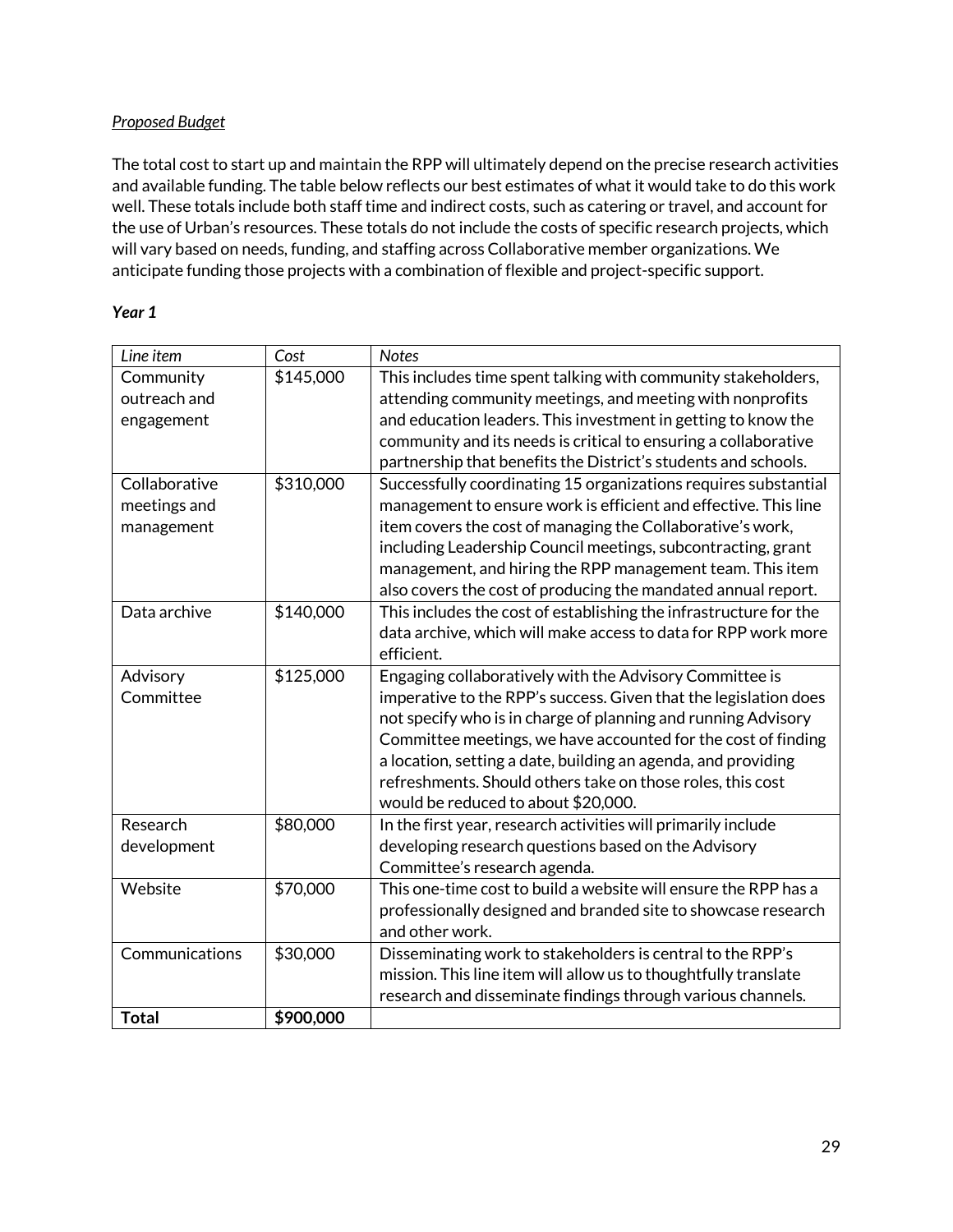*Proposed Budget*

The total cost to start up and maintain the RPP will ultimately depend on the precise research activities and available funding. The table below reflects our best estimates of what it would take to do this work well. These totals include both staff time and indirect costs, such as catering or travel, and account for the use of Urban's resources. These totals do not include the costs of specific research projects, which will vary based on needs, funding, and staffing across Collaborative member organizations. We anticipate funding those projects with a combination of flexible and project-specific support.

***Year 1***

| *Line item* | *Cost* | *Notes* |
| --- | --- | --- |
| Community outreach and engagement | $145,000 | This includes time spent talking with community stakeholders, attending community meetings, and meeting with nonprofits and education leaders. This investment in getting to know the community and its needs is critical to ensuring a collaborative partnership that benefits the District's students and schools. |
| Collaborative meetings and management | $310,000 | Successfully coordinating 15 organizations requires substantial management to ensure work is efficient and effective. This line item covers the cost of managing the Collaborative's work, including Leadership Council meetings, subcontracting, grant management, and hiring the RPP management team. This item also covers the cost of producing the mandated annual report. |
| Data archive | $140,000 | This includes the cost of establishing the infrastructure for the data archive, which will make access to data for RPP work more efficient. |
| Advisory Committee | $125,000 | Engaging collaboratively with the Advisory Committee is imperative to the RPP's success. Given that the legislation does not specify who is in charge of planning and running Advisory Committee meetings, we have accounted for the cost of finding a location, setting a date, building an agenda, and providing refreshments. Should others take on those roles, this cost would be reduced to about $20,000. |
| Research development | $80,000 | In the first year, research activities will primarily include developing research questions based on the Advisory Committee's research agenda. |
| Website | $70,000 | This one-time cost to build a website will ensure the RPP has a professionally designed and branded site to showcase research and other work. |
| Communications | $30,000 | Disseminating work to stakeholders is central to the RPP's mission. This line item will allow us to thoughtfully translate research and disseminate findings through various channels. |
| **Total** | **$900,000** | |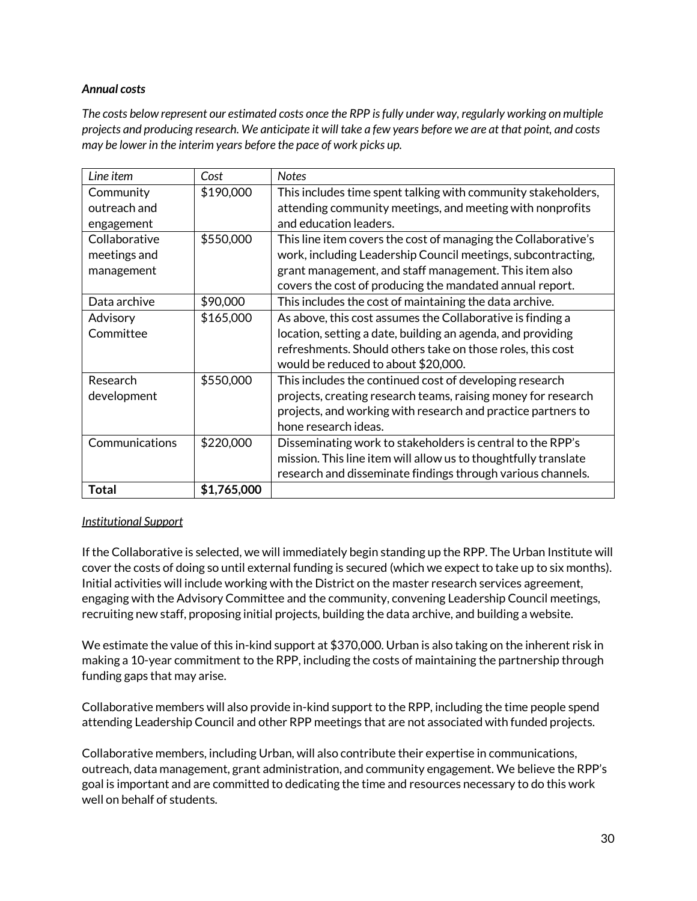***Annual costs***

*The costs below represent our estimated costs once the RPP is fully under way, regularly working on multiple projects and producing research. We anticipate it will take a few years before we are at that point, and costs may be lower in the interim years before the pace of work picks up.*

| *Line item* | *Cost* | *Notes* |
|---|---|---|
| Community outreach and engagement | $190,000 | This includes time spent talking with community stakeholders, attending community meetings, and meeting with nonprofits and education leaders. |
| Collaborative meetings and management | $550,000 | This line item covers the cost of managing the Collaborative's work, including Leadership Council meetings, subcontracting, grant management, and staff management. This item also covers the cost of producing the mandated annual report. |
| Data archive | $90,000 | This includes the cost of maintaining the data archive. |
| Advisory Committee | $165,000 | As above, this cost assumes the Collaborative is finding a location, setting a date, building an agenda, and providing refreshments. Should others take on those roles, this cost would be reduced to about $20,000. |
| Research development | $550,000 | This includes the continued cost of developing research projects, creating research teams, raising money for research projects, and working with research and practice partners to hone research ideas. |
| Communications | $220,000 | Disseminating work to stakeholders is central to the RPP's mission. This line item will allow us to thoughtfully translate research and disseminate findings through various channels. |
| **Total** | **$1,765,000** | |

<u>*Institutional Support*</u>

If the Collaborative is selected, we will immediately begin standing up the RPP. The Urban Institute will cover the costs of doing so until external funding is secured (which we expect to take up to six months). Initial activities will include working with the District on the master research services agreement, engaging with the Advisory Committee and the community, convening Leadership Council meetings, recruiting new staff, proposing initial projects, building the data archive, and building a website.

We estimate the value of this in-kind support at $370,000. Urban is also taking on the inherent risk in making a 10-year commitment to the RPP, including the costs of maintaining the partnership through funding gaps that may arise.

Collaborative members will also provide in-kind support to the RPP, including the time people spend attending Leadership Council and other RPP meetings that are not associated with funded projects.

Collaborative members, including Urban, will also contribute their expertise in communications, outreach, data management, grant administration, and community engagement. We believe the RPP's goal is important and are committed to dedicating the time and resources necessary to do this work well on behalf of students.